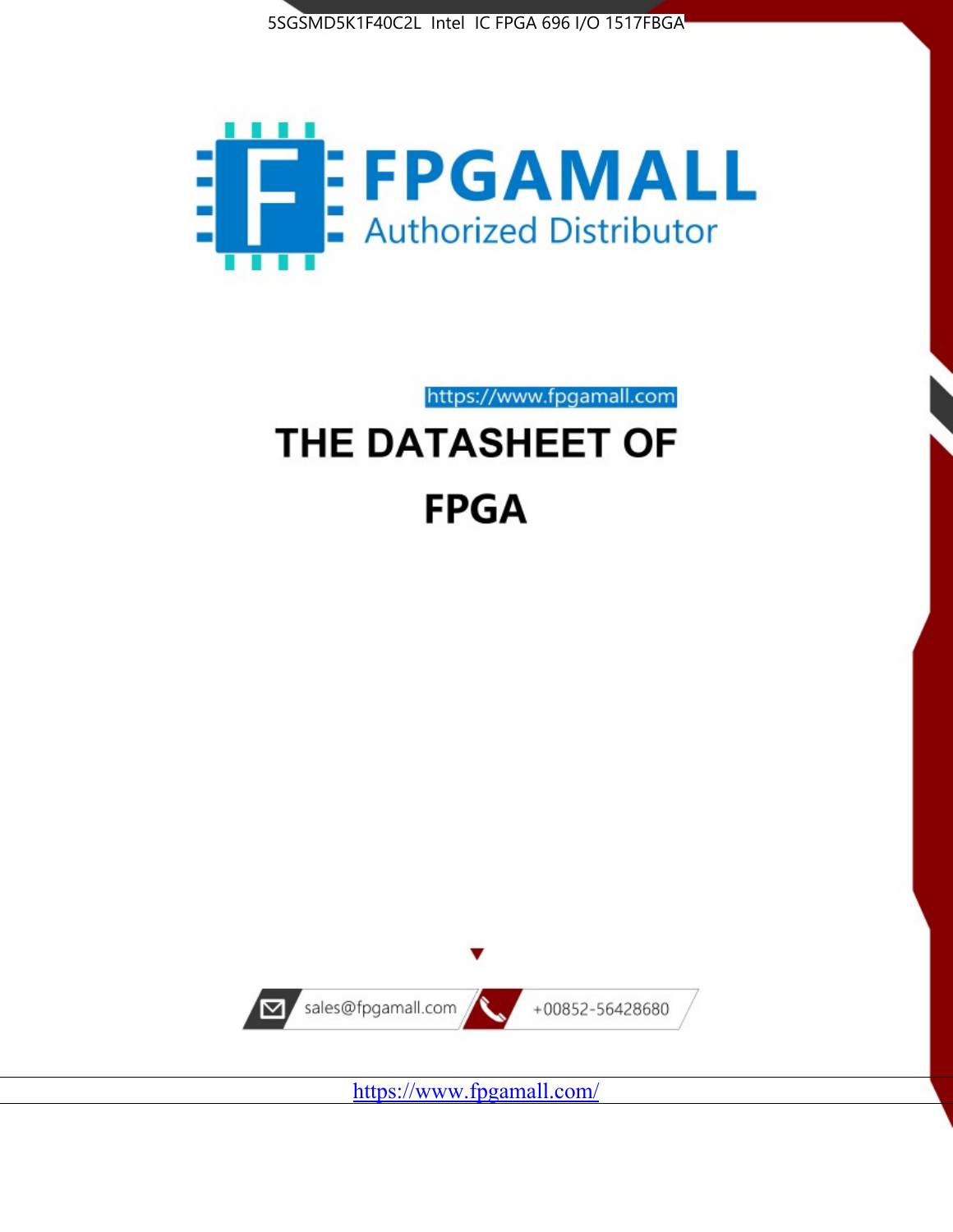5SGSMD5K1F40C2L Intel IC FPGA 696 I/O 1517FBGA

FPGAMALL

Authorized Distributor

https://www.fpgamall.com

# THE DATASHEET OF

# FPGA

sales@fpgamall.com

+00852-56428680

https://www.fpgamall.com/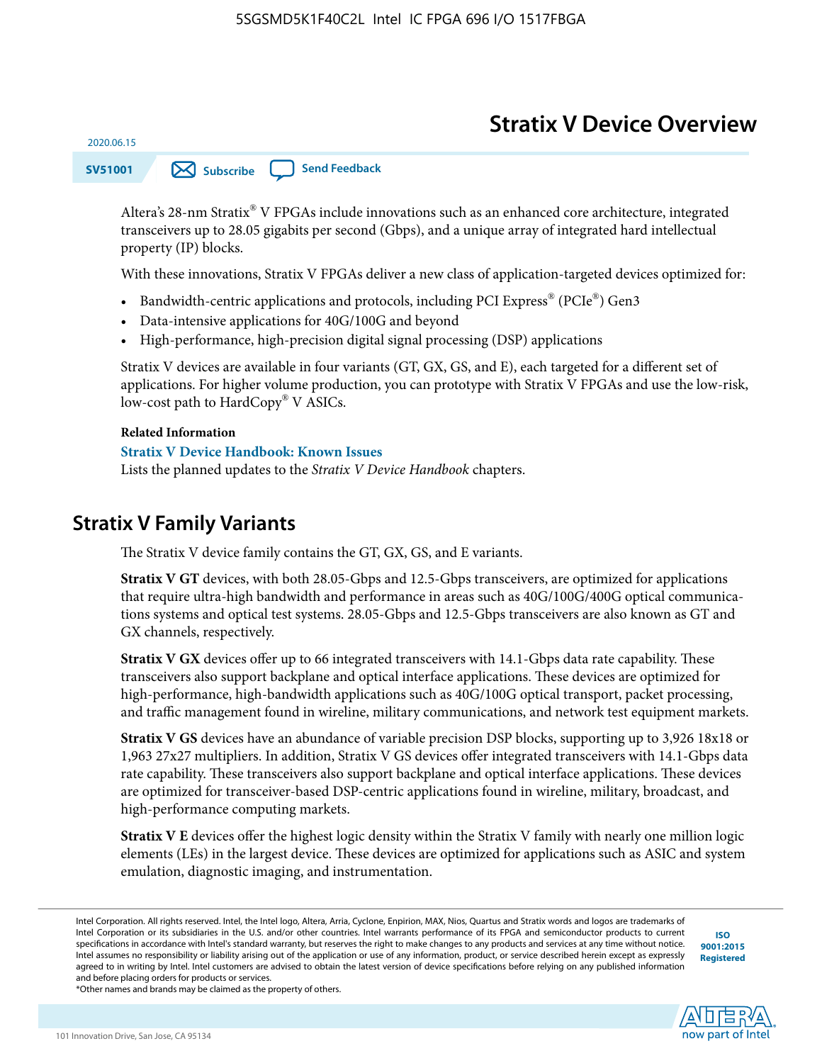# Stratix V Device Overview

2020.06.15

SV51001

Altera's 28-nm Stratix® V FPGAs include innovations such as an enhanced core architecture, integrated transceivers up to 28.05 gigabits per second (Gbps), and a unique array of integrated hard intellectual property (IP) blocks.

With these innovations, Stratix V FPGAs deliver a new class of application-targeted devices optimized for:

- Bandwidth-centric applications and protocols, including PCI Express® (PCIe®) Gen3
- Data-intensive applications for 40G/100G and beyond
- High-performance, high-precision digital signal processing (DSP) applications

Stratix V devices are available in four variants (GT, GX, GS, and E), each targeted for a different set of applications. For higher volume production, you can prototype with Stratix V FPGAs and use the low-risk, low-cost path to HardCopy® V ASICs.

**Related Information**

**Stratix V Device Handbook: Known Issues**

Lists the planned updates to the *Stratix V Device Handbook* chapters.

## Stratix V Family Variants

The Stratix V device family contains the GT, GX, GS, and E variants.

**Stratix V GT** devices, with both 28.05-Gbps and 12.5-Gbps transceivers, are optimized for applications that require ultra-high bandwidth and performance in areas such as 40G/100G/400G optical communications systems and optical test systems. 28.05-Gbps and 12.5-Gbps transceivers are also known as GT and GX channels, respectively.

**Stratix V GX** devices offer up to 66 integrated transceivers with 14.1-Gbps data rate capability. These transceivers also support backplane and optical interface applications. These devices are optimized for high-performance, high-bandwidth applications such as 40G/100G optical transport, packet processing, and traffic management found in wireline, military communications, and network test equipment markets.

**Stratix V GS** devices have an abundance of variable precision DSP blocks, supporting up to 3,926 18x18 or 1,963 27x27 multipliers. In addition, Stratix V GS devices offer integrated transceivers with 14.1-Gbps data rate capability. These transceivers also support backplane and optical interface applications. These devices are optimized for transceiver-based DSP-centric applications found in wireline, military, broadcast, and high-performance computing markets.

**Stratix V E** devices offer the highest logic density within the Stratix V family with nearly one million logic elements (LEs) in the largest device. These devices are optimized for applications such as ASIC and system emulation, diagnostic imaging, and instrumentation.

Intel Corporation. All rights reserved. Intel, the Intel logo, Altera, Arria, Cyclone, Enpirion, MAX, Nios, Quartus and Stratix words and logos are trademarks of Intel Corporation or its subsidiaries in the U.S. and/or other countries. Intel warrants performance of its FPGA and semiconductor products to current specifications in accordance with Intel's standard warranty, but reserves the right to make changes to any products and services at any time without notice. Intel assumes no responsibility or liability arising out of the application or use of any information, product, or service described herein except as expressly agreed to in writing by Intel. Intel customers are advised to obtain the latest version of device specifications before relying on any published information and before placing orders for products or services.
*Other names and brands may be claimed as the property of others.

ISO 9001:2015 Registered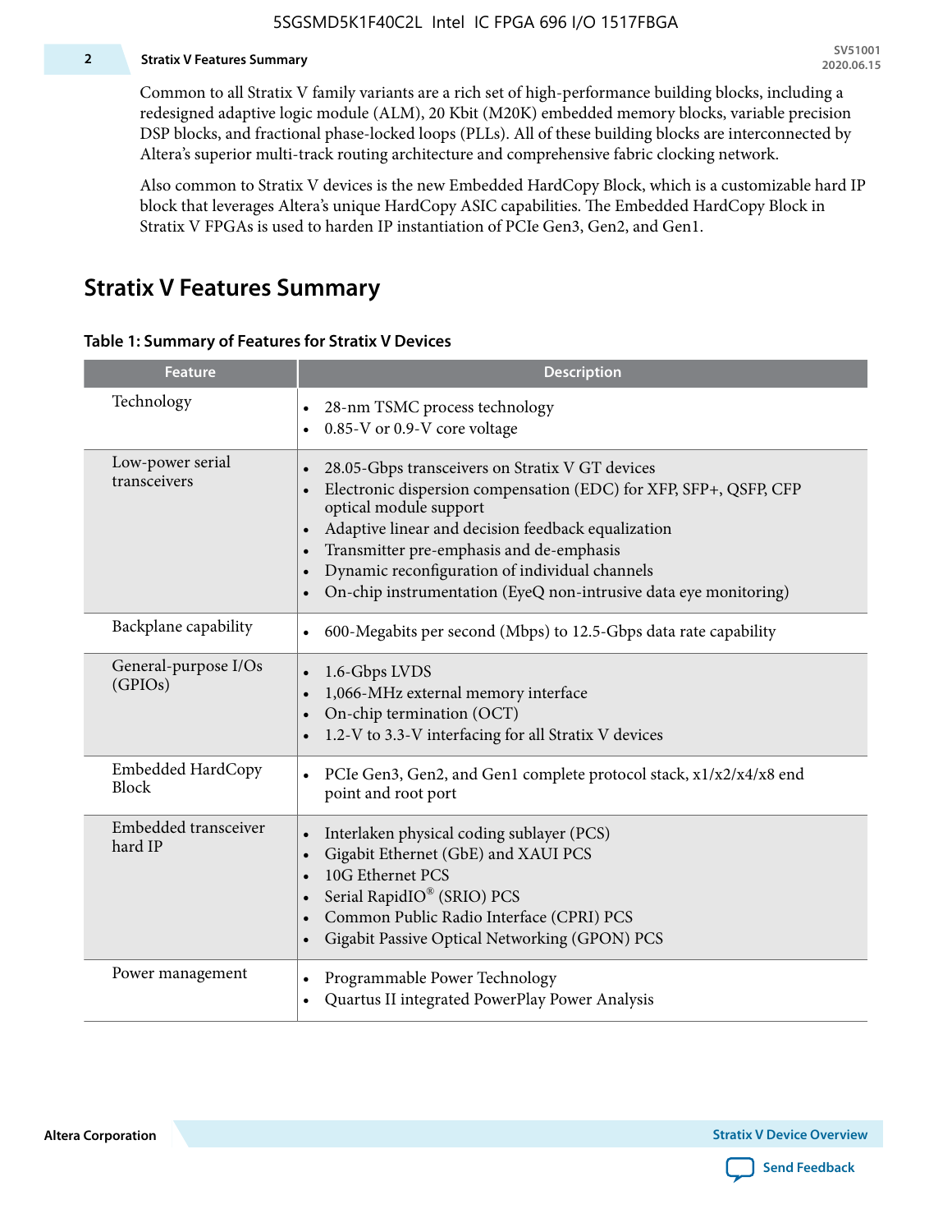Common to all Stratix V family variants are a rich set of high-performance building blocks, including a redesigned adaptive logic module (ALM), 20 Kbit (M20K) embedded memory blocks, variable precision DSP blocks, and fractional phase-locked loops (PLLs). All of these building blocks are interconnected by Altera's superior multi-track routing architecture and comprehensive fabric clocking network.

Also common to Stratix V devices is the new Embedded HardCopy Block, which is a customizable hard IP block that leverages Altera's unique HardCopy ASIC capabilities. The Embedded HardCopy Block in Stratix V FPGAs is used to harden IP instantiation of PCIe Gen3, Gen2, and Gen1.

## Stratix V Features Summary

**Table 1: Summary of Features for Stratix V Devices**

| Feature | Description |
|---|---|
| Technology | • 28-nm TSMC process technology<br>• 0.85-V or 0.9-V core voltage |
| Low-power serial transceivers | • 28.05-Gbps transceivers on Stratix V GT devices<br>• Electronic dispersion compensation (EDC) for XFP, SFP+, QSFP, CFP optical module support<br>• Adaptive linear and decision feedback equalization<br>• Transmitter pre-emphasis and de-emphasis<br>• Dynamic reconfiguration of individual channels<br>• On-chip instrumentation (EyeQ non-intrusive data eye monitoring) |
| Backplane capability | • 600-Megabits per second (Mbps) to 12.5-Gbps data rate capability |
| General-purpose I/Os (GPIOs) | • 1.6-Gbps LVDS<br>• 1,066-MHz external memory interface<br>• On-chip termination (OCT)<br>• 1.2-V to 3.3-V interfacing for all Stratix V devices |
| Embedded HardCopy Block | • PCIe Gen3, Gen2, and Gen1 complete protocol stack, x1/x2/x4/x8 end point and root port |
| Embedded transceiver hard IP | • Interlaken physical coding sublayer (PCS)<br>• Gigabit Ethernet (GbE) and XAUI PCS<br>• 10G Ethernet PCS<br>• Serial RapidIO® (SRIO) PCS<br>• Common Public Radio Interface (CPRI) PCS<br>• Gigabit Passive Optical Networking (GPON) PCS |
| Power management | • Programmable Power Technology<br>• Quartus II integrated PowerPlay Power Analysis |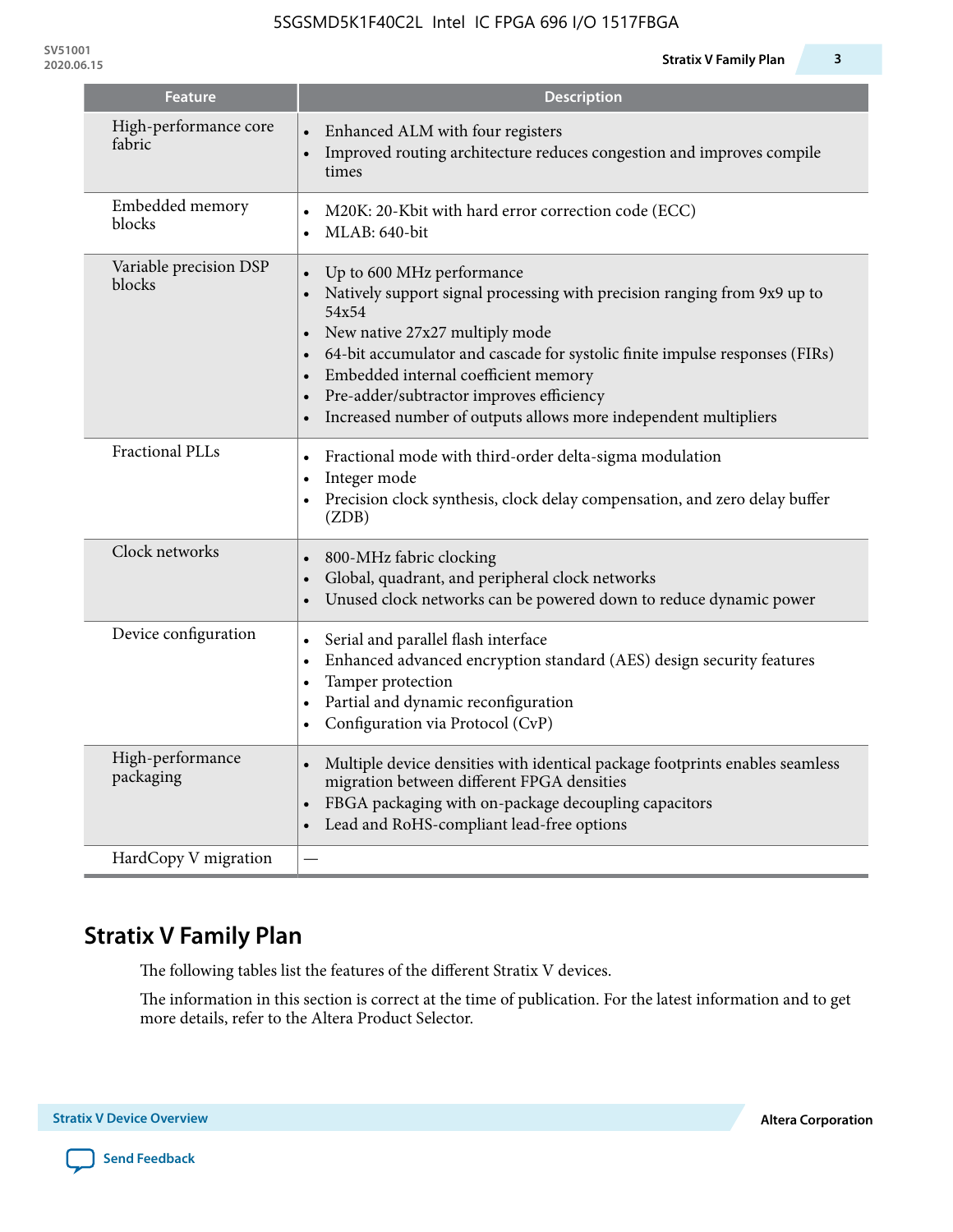| Feature | Description |
|---|---|
| High-performance core fabric | • Enhanced ALM with four registers<br>• Improved routing architecture reduces congestion and improves compile times |
| Embedded memory blocks | • M20K: 20-Kbit with hard error correction code (ECC)<br>• MLAB: 640-bit |
| Variable precision DSP blocks | • Up to 600 MHz performance<br>• Natively support signal processing with precision ranging from 9x9 up to 54x54<br>• New native 27x27 multiply mode<br>• 64-bit accumulator and cascade for systolic finite impulse responses (FIRs)<br>• Embedded internal coefficient memory<br>• Pre-adder/subtractor improves efficiency<br>• Increased number of outputs allows more independent multipliers |
| Fractional PLLs | • Fractional mode with third-order delta-sigma modulation<br>• Integer mode<br>• Precision clock synthesis, clock delay compensation, and zero delay buffer (ZDB) |
| Clock networks | • 800-MHz fabric clocking<br>• Global, quadrant, and peripheral clock networks<br>• Unused clock networks can be powered down to reduce dynamic power |
| Device configuration | • Serial and parallel flash interface<br>• Enhanced advanced encryption standard (AES) design security features<br>• Tamper protection<br>• Partial and dynamic reconfiguration<br>• Configuration via Protocol (CvP) |
| High-performance packaging | • Multiple device densities with identical package footprints enables seamless migration between different FPGA densities<br>• FBGA packaging with on-package decoupling capacitors<br>• Lead and RoHS-compliant lead-free options |
| HardCopy V migration | — |

## Stratix V Family Plan

The following tables list the features of the different Stratix V devices.

The information in this section is correct at the time of publication. For the latest information and to get more details, refer to the Altera Product Selector.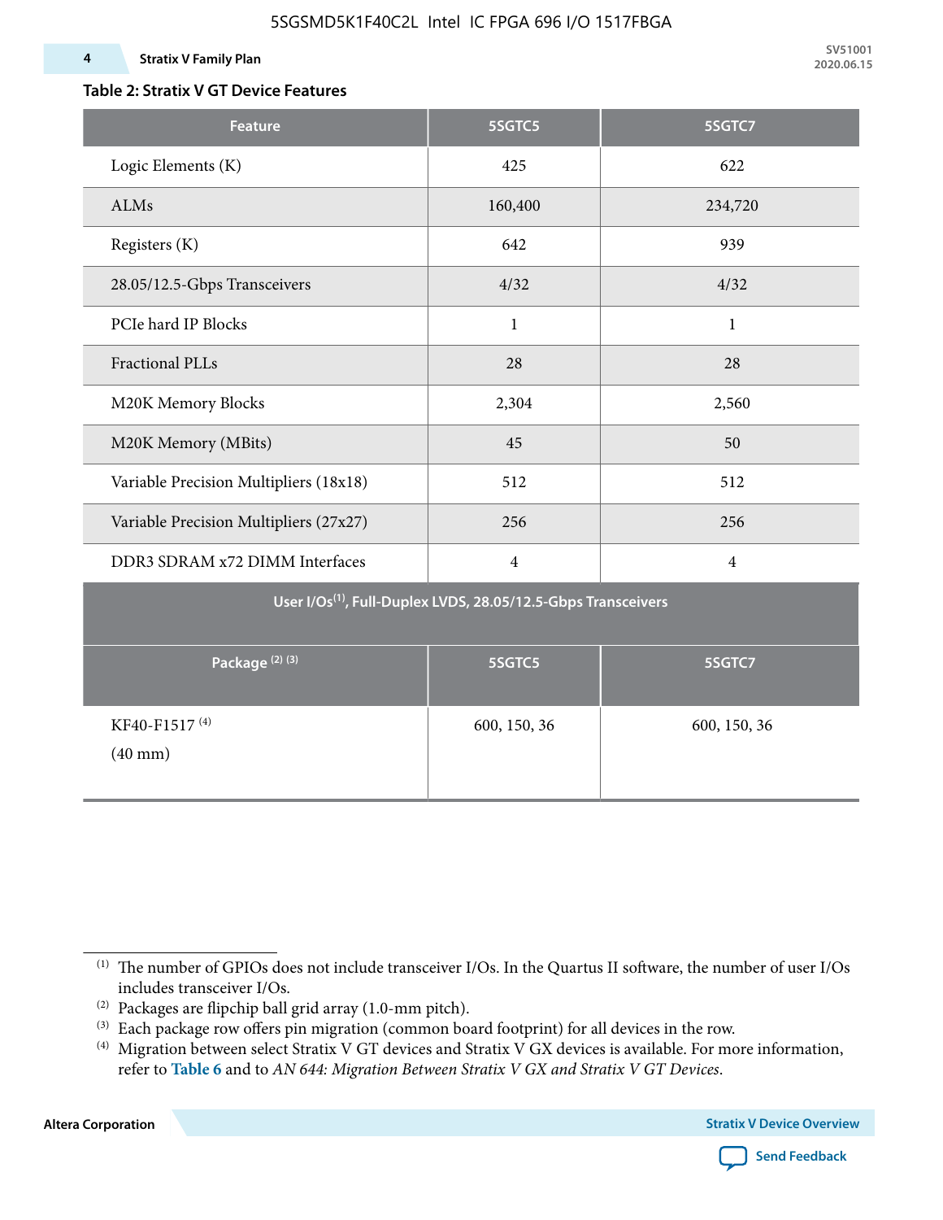**Table 2: Stratix V GT Device Features**

| Feature | 5SGTC5 | 5SGTC7 |
|---|---|---|
| Logic Elements (K) | 425 | 622 |
| ALMs | 160,400 | 234,720 |
| Registers (K) | 642 | 939 |
| 28.05/12.5-Gbps Transceivers | 4/32 | 4/32 |
| PCIe hard IP Blocks | 1 | 1 |
| Fractional PLLs | 28 | 28 |
| M20K Memory Blocks | 2,304 | 2,560 |
| M20K Memory (MBits) | 45 | 50 |
| Variable Precision Multipliers (18x18) | 512 | 512 |
| Variable Precision Multipliers (27x27) | 256 | 256 |
| DDR3 SDRAM x72 DIMM Interfaces | 4 | 4 |
| **User I/Os(1), Full-Duplex LVDS, 28.05/12.5-Gbps Transceivers** | | |
| **Package (2) (3)** | **5SGTC5** | **5SGTC7** |
| KF40-F1517 (4) (40 mm) | 600, 150, 36 | 600, 150, 36 |

(1) The number of GPIOs does not include transceiver I/Os. In the Quartus II software, the number of user I/Os includes transceiver I/Os.

(2) Packages are flipchip ball grid array (1.0-mm pitch).

(3) Each package row offers pin migration (common board footprint) for all devices in the row.

(4) Migration between select Stratix V GT devices and Stratix V GX devices is available. For more information, refer to **Table 6** and to *AN 644: Migration Between Stratix V GX and Stratix V GT Devices*.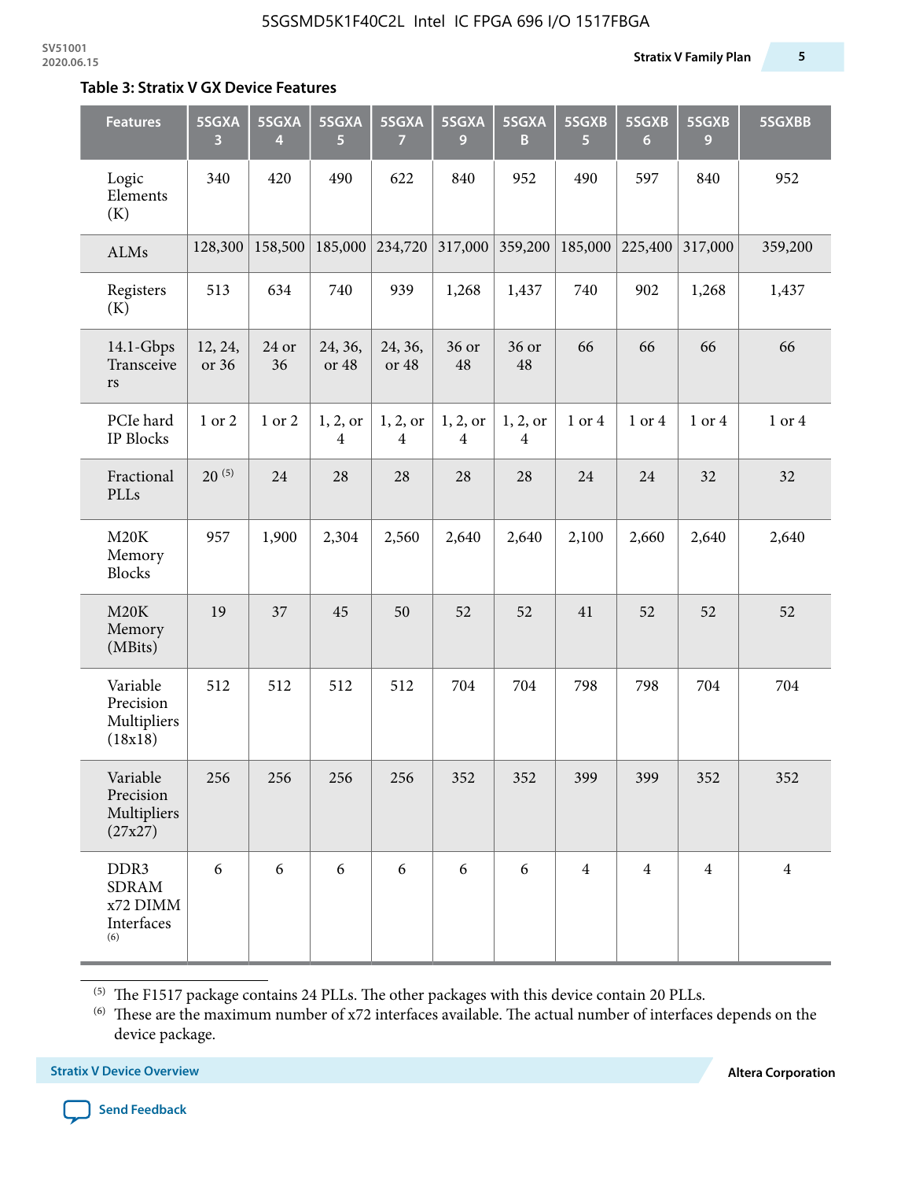**Table 3: Stratix V GX Device Features**

| Features | 5SGXA 3 | 5SGXA 4 | 5SGXA 5 | 5SGXA 7 | 5SGXA 9 | 5SGXA B | 5SGXB 5 | 5SGXB 6 | 5SGXB 9 | 5SGXBB |
|---|---|---|---|---|---|---|---|---|---|---|
| Logic Elements (K) | 340 | 420 | 490 | 622 | 840 | 952 | 490 | 597 | 840 | 952 |
| ALMs | 128,300 | 158,500 | 185,000 | 234,720 | 317,000 | 359,200 | 185,000 | 225,400 | 317,000 | 359,200 |
| Registers (K) | 513 | 634 | 740 | 939 | 1,268 | 1,437 | 740 | 902 | 1,268 | 1,437 |
| 14.1-Gbps Transceivers | 12, 24, or 36 | 24 or 36 | 24, 36, or 48 | 24, 36, or 48 | 36 or 48 | 36 or 48 | 66 | 66 | 66 | 66 |
| PCIe hard IP Blocks | 1 or 2 | 1 or 2 | 1, 2, or 4 | 1, 2, or 4 | 1, 2, or 4 | 1, 2, or 4 | 1 or 4 | 1 or 4 | 1 or 4 | 1 or 4 |
| Fractional PLLs | 20 [5] | 24 | 28 | 28 | 28 | 28 | 24 | 24 | 32 | 32 |
| M20K Memory Blocks | 957 | 1,900 | 2,304 | 2,560 | 2,640 | 2,640 | 2,100 | 2,660 | 2,640 | 2,640 |
| M20K Memory (MBits) | 19 | 37 | 45 | 50 | 52 | 52 | 41 | 52 | 52 | 52 |
| Variable Precision Multipliers (18x18) | 512 | 512 | 512 | 512 | 704 | 704 | 798 | 798 | 704 | 704 |
| Variable Precision Multipliers (27x27) | 256 | 256 | 256 | 256 | 352 | 352 | 399 | 399 | 352 | 352 |
| DDR3 SDRAM x72 DIMM Interfaces [6] | 6 | 6 | 6 | 6 | 6 | 6 | 4 | 4 | 4 | 4 |

[5] The F1517 package contains 24 PLLs. The other packages with this device contain 20 PLLs.

[6] These are the maximum number of x72 interfaces available. The actual number of interfaces depends on the device package.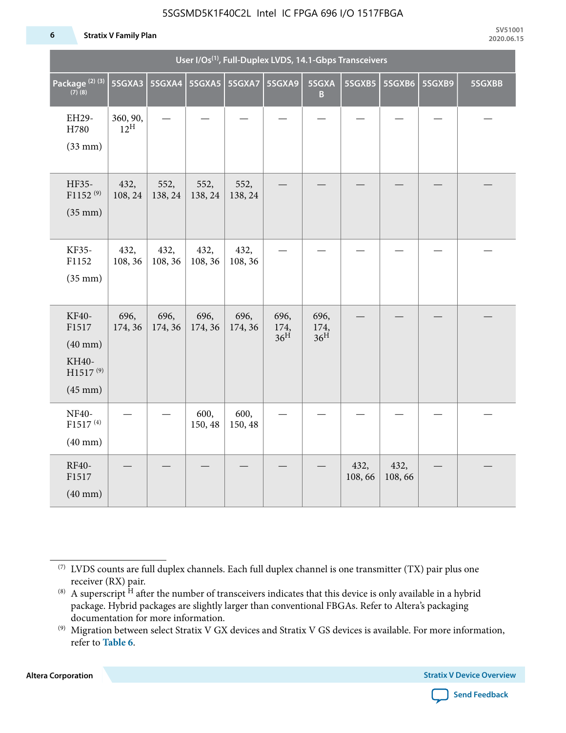| User I/Os(1), Full-Duplex LVDS, 14.1-Gbps Transceivers | | | | | | | | | | |
|---|---|---|---|---|---|---|---|---|---|---|
| Package (2) (3) (7) (8) | 5SGXA3 | 5SGXA4 | 5SGXA5 | 5SGXA7 | 5SGXA9 | 5SGXAB | 5SGXB5 | 5SGXB6 | 5SGXB9 | 5SGXBB |
| EH29-H780 (33 mm) | 360, 90, 12H | — | — | — | — | — | — | — | — | — |
| HF35-F1152 (9) (35 mm) | 432, 108, 24 | 552, 138, 24 | 552, 138, 24 | 552, 138, 24 | — | — | — | — | — | — |
| KF35-F1152 (35 mm) | 432, 108, 36 | 432, 108, 36 | 432, 108, 36 | 432, 108, 36 | — | — | — | — | — | — |
| KF40-F1517 (40 mm) KH40-H1517 (9) (45 mm) | 696, 174, 36 | 696, 174, 36 | 696, 174, 36 | 696, 174, 36 | 696, 174, 36H | 696, 174, 36H | — | — | — | — |
| NF40-F1517 (4) (40 mm) | — | — | 600, 150, 48 | 600, 150, 48 | — | — | — | — | — | — |
| RF40-F1517 (40 mm) | — | — | — | — | — | — | 432, 108, 66 | 432, 108, 66 | — | — |

(7) LVDS counts are full duplex channels. Each full duplex channel is one transmitter (TX) pair plus one receiver (RX) pair.

(8) A superscript H after the number of transceivers indicates that this device is only available in a hybrid package. Hybrid packages are slightly larger than conventional FBGAs. Refer to Altera's packaging documentation for more information.

(9) Migration between select Stratix V GX devices and Stratix V GS devices is available. For more information, refer to **Table 6**.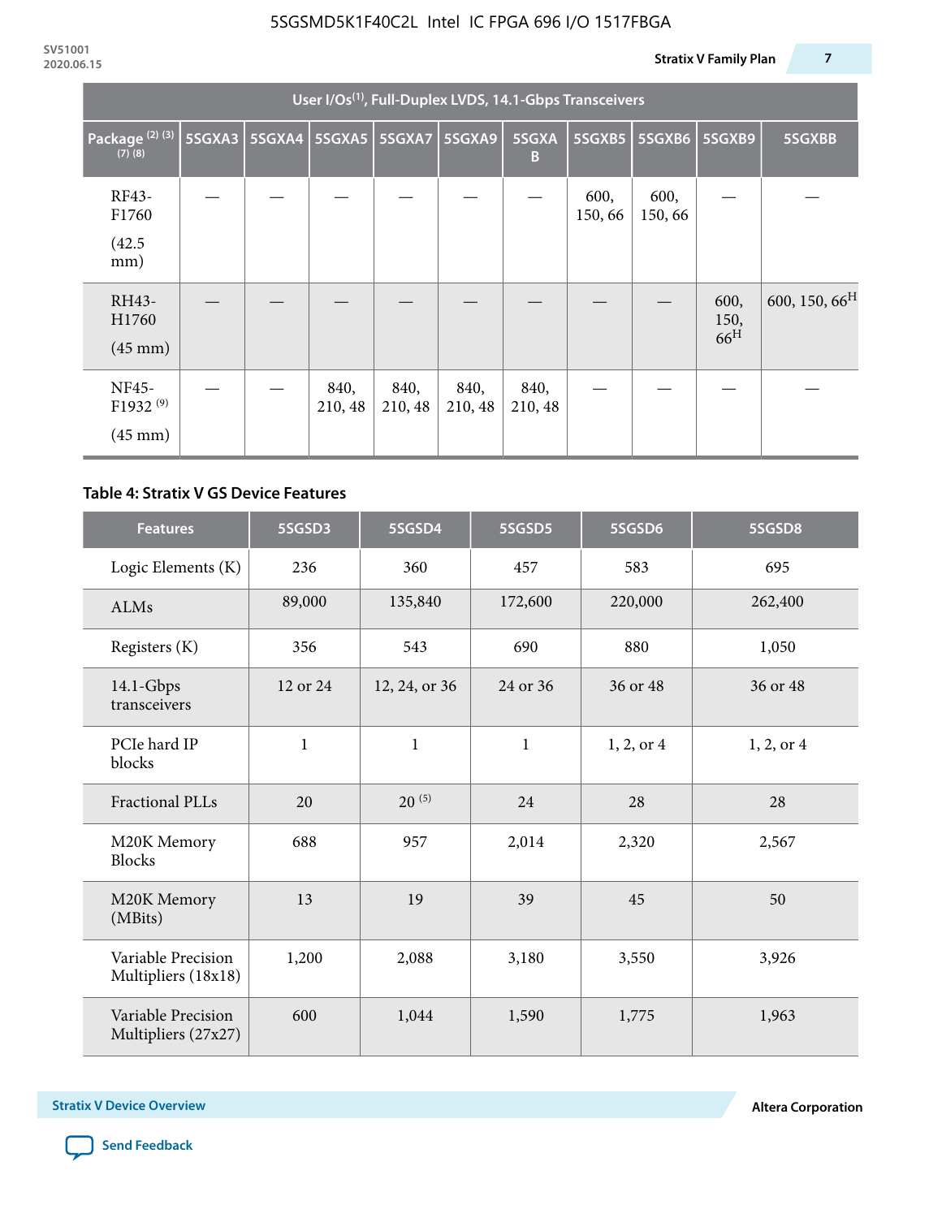| User I/Os(1), Full-Duplex LVDS, 14.1-Gbps Transceivers | | | | | | | | | | |
|---|---|---|---|---|---|---|---|---|---|---|
| Package (2) (3) (7) (8) | 5SGXA3 | 5SGXA4 | 5SGXA5 | 5SGXA7 | 5SGXA9 | 5SGXAB | 5SGXB5 | 5SGXB6 | 5SGXB9 | 5SGXBB |
| RF43-F1760 (42.5 mm) | — | — | — | — | — | — | 600, 150, 66 | 600, 150, 66 | — | — |
| RH43-H1760 (45 mm) | — | — | — | — | — | — | — | — | 600, 150, 66H | 600, 150, 66H |
| NF45-F1932 (9) (45 mm) | — | — | 840, 210, 48 | 840, 210, 48 | 840, 210, 48 | 840, 210, 48 | — | — | — | — |

**Table 4: Stratix V GS Device Features**

| Features | 5SGSD3 | 5SGSD4 | 5SGSD5 | 5SGSD6 | 5SGSD8 |
|---|---|---|---|---|---|
| Logic Elements (K) | 236 | 360 | 457 | 583 | 695 |
| ALMs | 89,000 | 135,840 | 172,600 | 220,000 | 262,400 |
| Registers (K) | 356 | 543 | 690 | 880 | 1,050 |
| 14.1-Gbps transceivers | 12 or 24 | 12, 24, or 36 | 24 or 36 | 36 or 48 | 36 or 48 |
| PCIe hard IP blocks | 1 | 1 | 1 | 1, 2, or 4 | 1, 2, or 4 |
| Fractional PLLs | 20 | 20 (5) | 24 | 28 | 28 |
| M20K Memory Blocks | 688 | 957 | 2,014 | 2,320 | 2,567 |
| M20K Memory (MBits) | 13 | 19 | 39 | 45 | 50 |
| Variable Precision Multipliers (18x18) | 1,200 | 2,088 | 3,180 | 3,550 | 3,926 |
| Variable Precision Multipliers (27x27) | 600 | 1,044 | 1,590 | 1,775 | 1,963 |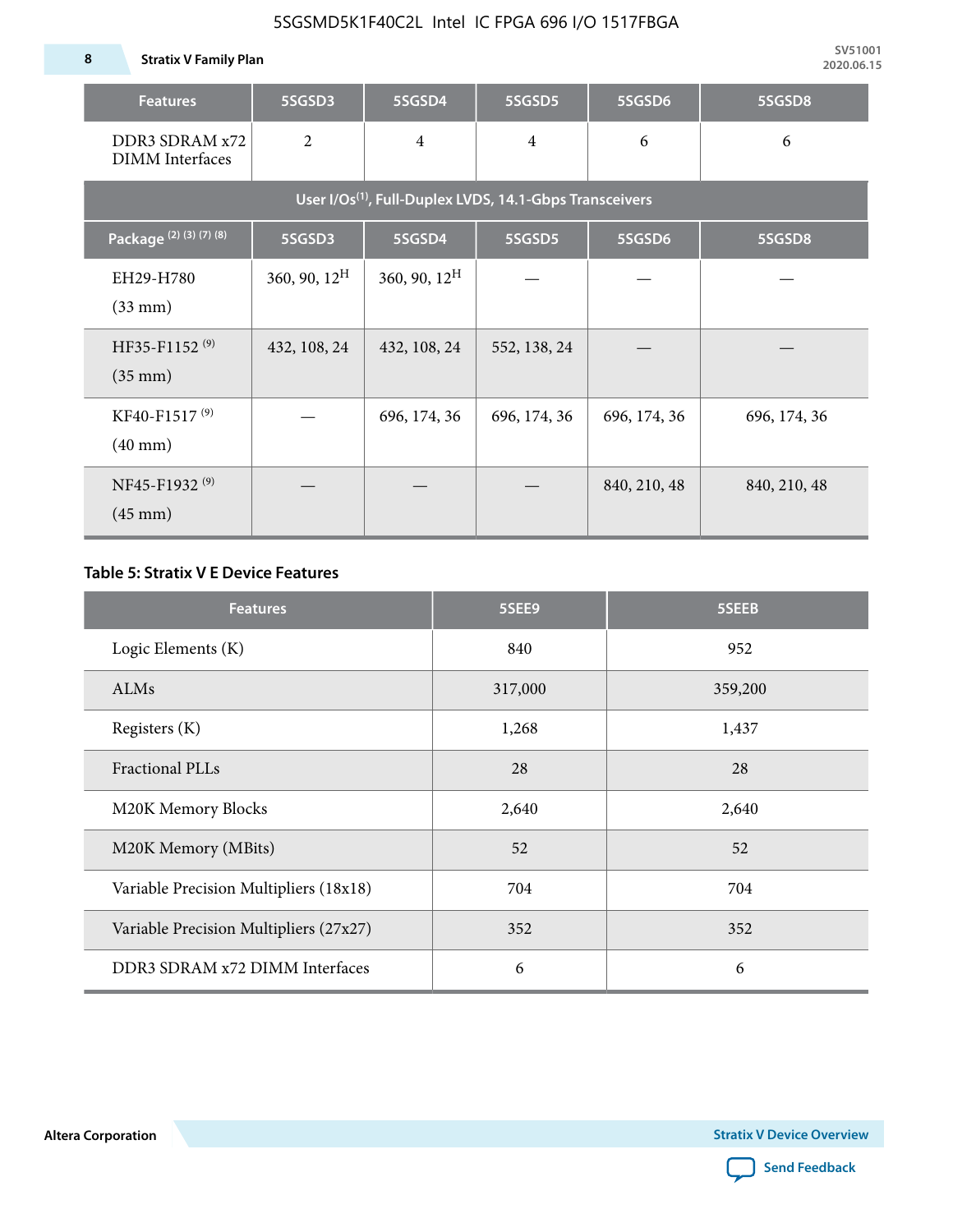| Features | 5SGSD3 | 5SGSD4 | 5SGSD5 | 5SGSD6 | 5SGSD8 |
|---|---|---|---|---|---|
| DDR3 SDRAM x72 DIMM Interfaces | 2 | 4 | 4 | 6 | 6 |
| User I/Os[1], Full-Duplex LVDS, 14.1-Gbps Transceivers | | | | | |
| Package [2] [3] [7] [8] | 5SGSD3 | 5SGSD4 | 5SGSD5 | 5SGSD6 | 5SGSD8 |
| EH29-H780 (33 mm) | 360, 90, 12[H] | 360, 90, 12[H] | — | — | — |
| HF35-F1152 [9] (35 mm) | 432, 108, 24 | 432, 108, 24 | 552, 138, 24 | — | — |
| KF40-F1517 [9] (40 mm) | — | 696, 174, 36 | 696, 174, 36 | 696, 174, 36 | 696, 174, 36 |
| NF45-F1932 [9] (45 mm) | — | — | — | 840, 210, 48 | 840, 210, 48 |

**Table 5: Stratix V E Device Features**

| Features | 5SEE9 | 5SEEB |
|---|---|---|
| Logic Elements (K) | 840 | 952 |
| ALMs | 317,000 | 359,200 |
| Registers (K) | 1,268 | 1,437 |
| Fractional PLLs | 28 | 28 |
| M20K Memory Blocks | 2,640 | 2,640 |
| M20K Memory (MBits) | 52 | 52 |
| Variable Precision Multipliers (18x18) | 704 | 704 |
| Variable Precision Multipliers (27x27) | 352 | 352 |
| DDR3 SDRAM x72 DIMM Interfaces | 6 | 6 |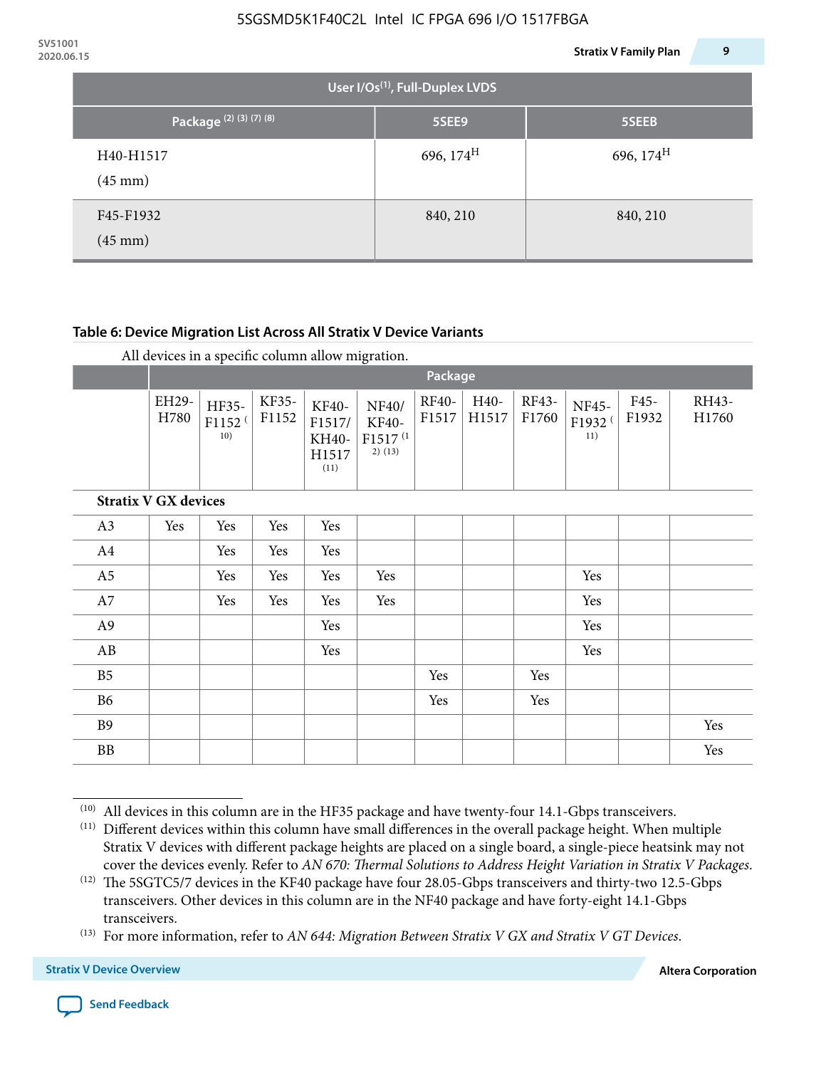| User I/Os(1), Full-Duplex LVDS | | |
|---|---|---|
| Package (2) (3) (7) (8) | 5SEE9 | 5SEEB |
| H40-H1517 (45 mm) | 696, 174[H] | 696, 174[H] |
| F45-F1932 (45 mm) | 840, 210 | 840, 210 |

**Table 6: Device Migration List Across All Stratix V Device Variants**

All devices in a specific column allow migration.

| | Package | | | | | | | | | | |
|---|---|---|---|---|---|---|---|---|---|---|---|
| | EH29-H780 | HF35-F1152 (10) | KF35-F1152 | KF40-F1517/ KH40-H1517 (11) | NF40/ KF40-F1517 (12) (13) | RF40-F1517 | H40-H1517 | RF43-F1760 | NF45-F1932 (11) | F45-F1932 | RH43-H1760 |
| **Stratix V GX devices** | | | | | | | | | | | |
| A3 | Yes | Yes | Yes | Yes | | | | | | | |
| A4 | | Yes | Yes | Yes | | | | | | | |
| A5 | | Yes | Yes | Yes | Yes | | | | Yes | | |
| A7 | | Yes | Yes | Yes | Yes | | | | Yes | | |
| A9 | | | | Yes | | | | | Yes | | |
| AB | | | | Yes | | | | | Yes | | |
| B5 | | | | | | Yes | | Yes | | | |
| B6 | | | | | | Yes | | Yes | | | |
| B9 | | | | | | | | | | | Yes |
| BB | | | | | | | | | | | Yes |

(10) All devices in this column are in the HF35 package and have twenty-four 14.1-Gbps transceivers.

(11) Different devices within this column have small differences in the overall package height. When multiple Stratix V devices with different package heights are placed on a single board, a single-piece heatsink may not cover the devices evenly. Refer to *AN 670: Thermal Solutions to Address Height Variation in Stratix V Packages*.

(12) The 5SGTC5/7 devices in the KF40 package have four 28.05-Gbps transceivers and thirty-two 12.5-Gbps transceivers. Other devices in this column are in the NF40 package and have forty-eight 14.1-Gbps transceivers.

(13) For more information, refer to *AN 644: Migration Between Stratix V GX and Stratix V GT Devices*.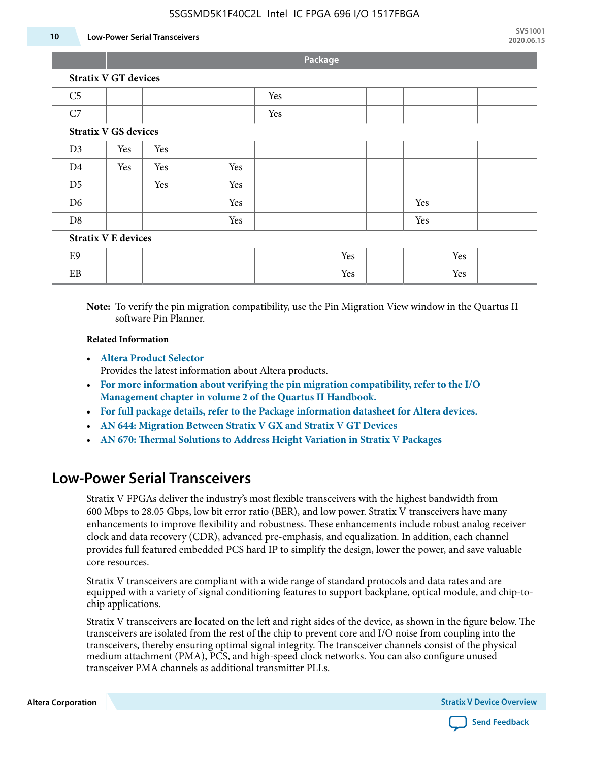| | Package | | | | | | | | | | |
|---|---|---|---|---|---|---|---|---|---|---|---|
| **Stratix V GT devices** | | | | | | | | | | | |
| C5 | | | | | Yes | | | | | | |
| C7 | | | | | Yes | | | | | | |
| **Stratix V GS devices** | | | | | | | | | | | |
| D3 | Yes | Yes | | | | | | | | | |
| D4 | Yes | Yes | | Yes | | | | | | | |
| D5 | | Yes | | Yes | | | | | | | |
| D6 | | | | Yes | | | | | Yes | | |
| D8 | | | | Yes | | | | | Yes | | |
| **Stratix V E devices** | | | | | | | | | | | |
| E9 | | | | | | | Yes | | | Yes | |
| EB | | | | | | | Yes | | | Yes | |

**Note:** To verify the pin migration compatibility, use the Pin Migration View window in the Quartus II software Pin Planner.

**Related Information**

- **Altera Product Selector**
  Provides the latest information about Altera products.
- **For more information about verifying the pin migration compatibility, refer to the I/O Management chapter in volume 2 of the Quartus II Handbook.**
- **For full package details, refer to the Package information datasheet for Altera devices.**
- **AN 644: Migration Between Stratix V GX and Stratix V GT Devices**
- **AN 670: Thermal Solutions to Address Height Variation in Stratix V Packages**

## Low-Power Serial Transceivers

Stratix V FPGAs deliver the industry's most flexible transceivers with the highest bandwidth from 600 Mbps to 28.05 Gbps, low bit error ratio (BER), and low power. Stratix V transceivers have many enhancements to improve flexibility and robustness. These enhancements include robust analog receiver clock and data recovery (CDR), advanced pre-emphasis, and equalization. In addition, each channel provides full featured embedded PCS hard IP to simplify the design, lower the power, and save valuable core resources.

Stratix V transceivers are compliant with a wide range of standard protocols and data rates and are equipped with a variety of signal conditioning features to support backplane, optical module, and chip-to-chip applications.

Stratix V transceivers are located on the left and right sides of the device, as shown in the figure below. The transceivers are isolated from the rest of the chip to prevent core and I/O noise from coupling into the transceivers, thereby ensuring optimal signal integrity. The transceiver channels consist of the physical medium attachment (PMA), PCS, and high-speed clock networks. You can also configure unused transceiver PMA channels as additional transmitter PLLs.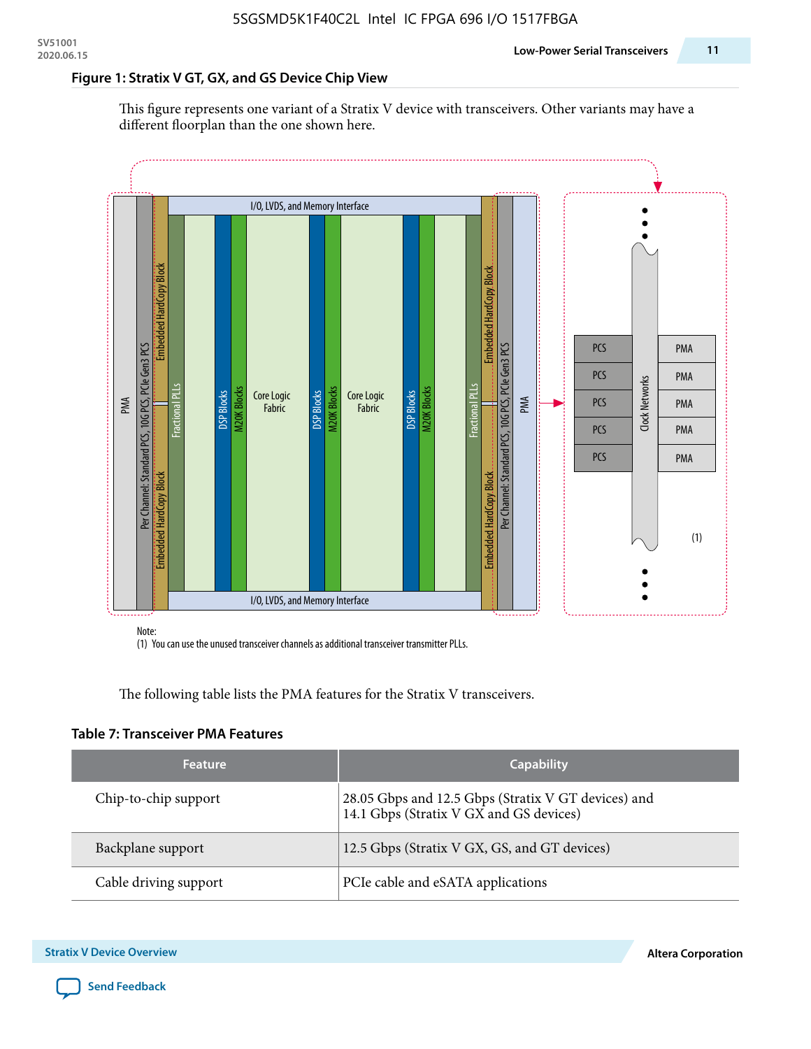#### Figure 1: Stratix V GT, GX, and GS Device Chip View

This figure represents one variant of a Stratix V device with transceivers. Other variants may have a different floorplan than the one shown here.

PMA | Per Channel: Standard PCS, 10G PCS, PCIe Gen3 PCS | Embedded HardCopy Block | Fractional PLLs | I/O, LVDS, and Memory Interface | DSP Blocks | M20K Blocks | Core Logic Fabric | Clock Networks | PCS | PMA | (1)

Note:
(1) You can use the unused transceiver channels as additional transceiver transmitter PLLs.

The following table lists the PMA features for the Stratix V transceivers.

#### Table 7: Transceiver PMA Features

| Feature | Capability |
| --- | --- |
| Chip-to-chip support | 28.05 Gbps and 12.5 Gbps (Stratix V GT devices) and 14.1 Gbps (Stratix V GX and GS devices) |
| Backplane support | 12.5 Gbps (Stratix V GX, GS, and GT devices) |
| Cable driving support | PCIe cable and eSATA applications |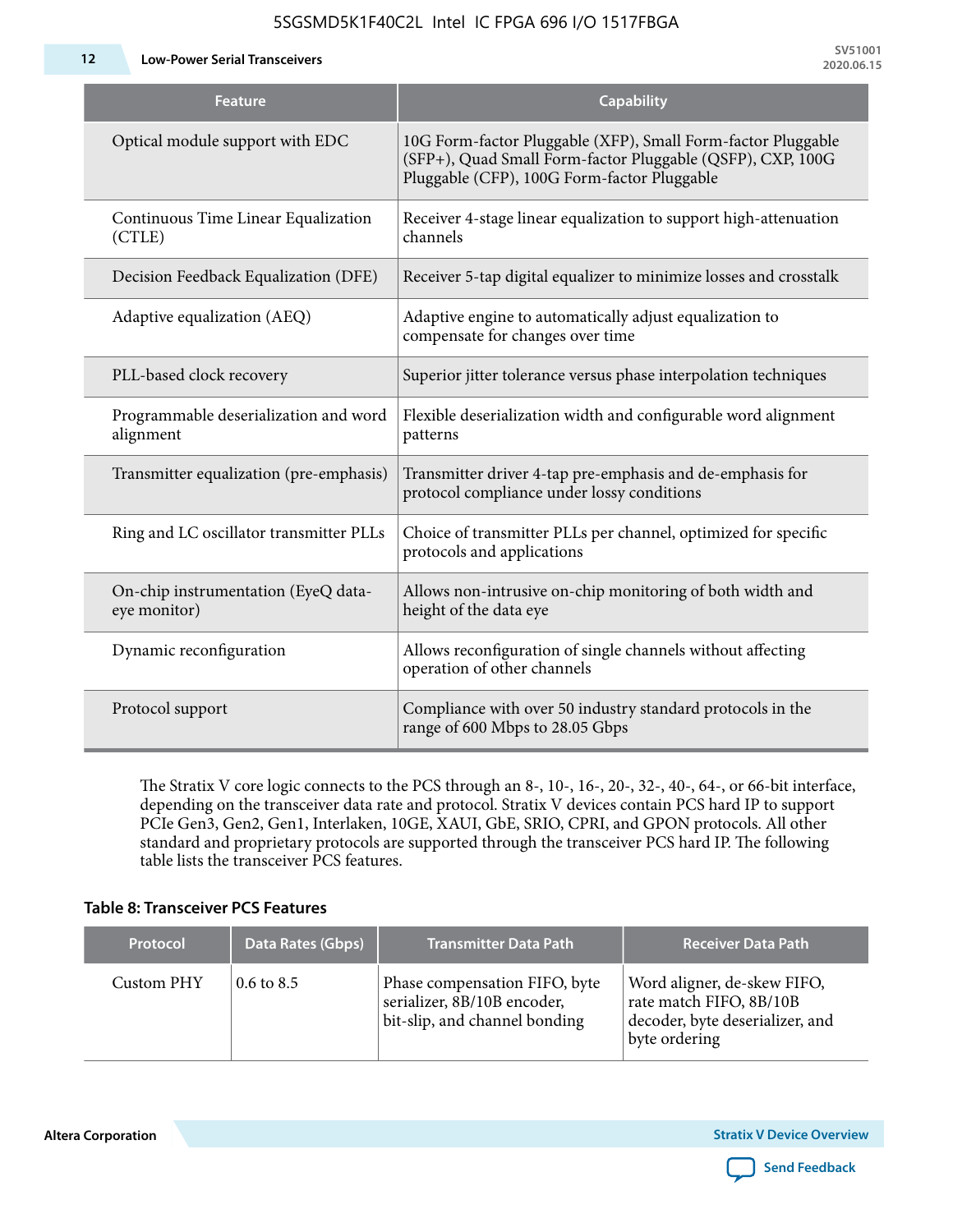| Feature | Capability |
|---|---|
| Optical module support with EDC | 10G Form-factor Pluggable (XFP), Small Form-factor Pluggable (SFP+), Quad Small Form-factor Pluggable (QSFP), CXP, 100G Pluggable (CFP), 100G Form-factor Pluggable |
| Continuous Time Linear Equalization (CTLE) | Receiver 4-stage linear equalization to support high-attenuation channels |
| Decision Feedback Equalization (DFE) | Receiver 5-tap digital equalizer to minimize losses and crosstalk |
| Adaptive equalization (AEQ) | Adaptive engine to automatically adjust equalization to compensate for changes over time |
| PLL-based clock recovery | Superior jitter tolerance versus phase interpolation techniques |
| Programmable deserialization and word alignment | Flexible deserialization width and configurable word alignment patterns |
| Transmitter equalization (pre-emphasis) | Transmitter driver 4-tap pre-emphasis and de-emphasis for protocol compliance under lossy conditions |
| Ring and LC oscillator transmitter PLLs | Choice of transmitter PLLs per channel, optimized for specific protocols and applications |
| On-chip instrumentation (EyeQ data-eye monitor) | Allows non-intrusive on-chip monitoring of both width and height of the data eye |
| Dynamic reconfiguration | Allows reconfiguration of single channels without affecting operation of other channels |
| Protocol support | Compliance with over 50 industry standard protocols in the range of 600 Mbps to 28.05 Gbps |

The Stratix V core logic connects to the PCS through an 8-, 10-, 16-, 20-, 32-, 40-, 64-, or 66-bit interface, depending on the transceiver data rate and protocol. Stratix V devices contain PCS hard IP to support PCIe Gen3, Gen2, Gen1, Interlaken, 10GE, XAUI, GbE, SRIO, CPRI, and GPON protocols. All other standard and proprietary protocols are supported through the transceiver PCS hard IP. The following table lists the transceiver PCS features.

**Table 8: Transceiver PCS Features**

| Protocol | Data Rates (Gbps) | Transmitter Data Path | Receiver Data Path |
|---|---|---|---|
| Custom PHY | 0.6 to 8.5 | Phase compensation FIFO, byte serializer, 8B/10B encoder, bit-slip, and channel bonding | Word aligner, de-skew FIFO, rate match FIFO, 8B/10B decoder, byte deserializer, and byte ordering |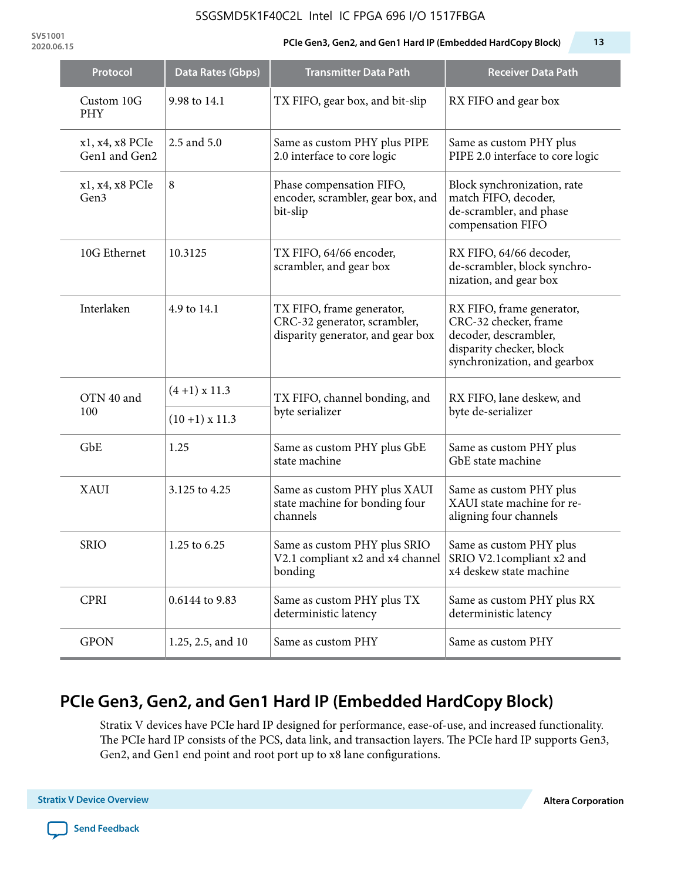| Protocol | Data Rates (Gbps) | Transmitter Data Path | Receiver Data Path |
|---|---|---|---|
| Custom 10G PHY | 9.98 to 14.1 | TX FIFO, gear box, and bit-slip | RX FIFO and gear box |
| x1, x4, x8 PCIe Gen1 and Gen2 | 2.5 and 5.0 | Same as custom PHY plus PIPE 2.0 interface to core logic | Same as custom PHY plus PIPE 2.0 interface to core logic |
| x1, x4, x8 PCIe Gen3 | 8 | Phase compensation FIFO, encoder, scrambler, gear box, and bit-slip | Block synchronization, rate match FIFO, decoder, de-scrambler, and phase compensation FIFO |
| 10G Ethernet | 10.3125 | TX FIFO, 64/66 encoder, scrambler, and gear box | RX FIFO, 64/66 decoder, de-scrambler, block synchro-nization, and gear box |
| Interlaken | 4.9 to 14.1 | TX FIFO, frame generator, CRC-32 generator, scrambler, disparity generator, and gear box | RX FIFO, frame generator, CRC-32 checker, frame decoder, descrambler, disparity checker, block synchronization, and gearbox |
| OTN 40 and 100 | (4 +1) x 11.3 | TX FIFO, channel bonding, and byte serializer | RX FIFO, lane deskew, and byte de-serializer |
| | (10 +1) x 11.3 | | |
| GbE | 1.25 | Same as custom PHY plus GbE state machine | Same as custom PHY plus GbE state machine |
| XAUI | 3.125 to 4.25 | Same as custom PHY plus XAUI state machine for bonding four channels | Same as custom PHY plus XAUI state machine for re-aligning four channels |
| SRIO | 1.25 to 6.25 | Same as custom PHY plus SRIO V2.1 compliant x2 and x4 channel bonding | Same as custom PHY plus SRIO V2.1compliant x2 and x4 deskew state machine |
| CPRI | 0.6144 to 9.83 | Same as custom PHY plus TX deterministic latency | Same as custom PHY plus RX deterministic latency |
| GPON | 1.25, 2.5, and 10 | Same as custom PHY | Same as custom PHY |

## PCIe Gen3, Gen2, and Gen1 Hard IP (Embedded HardCopy Block)

Stratix V devices have PCIe hard IP designed for performance, ease-of-use, and increased functionality. The PCIe hard IP consists of the PCS, data link, and transaction layers. The PCIe hard IP supports Gen3, Gen2, and Gen1 end point and root port up to x8 lane configurations.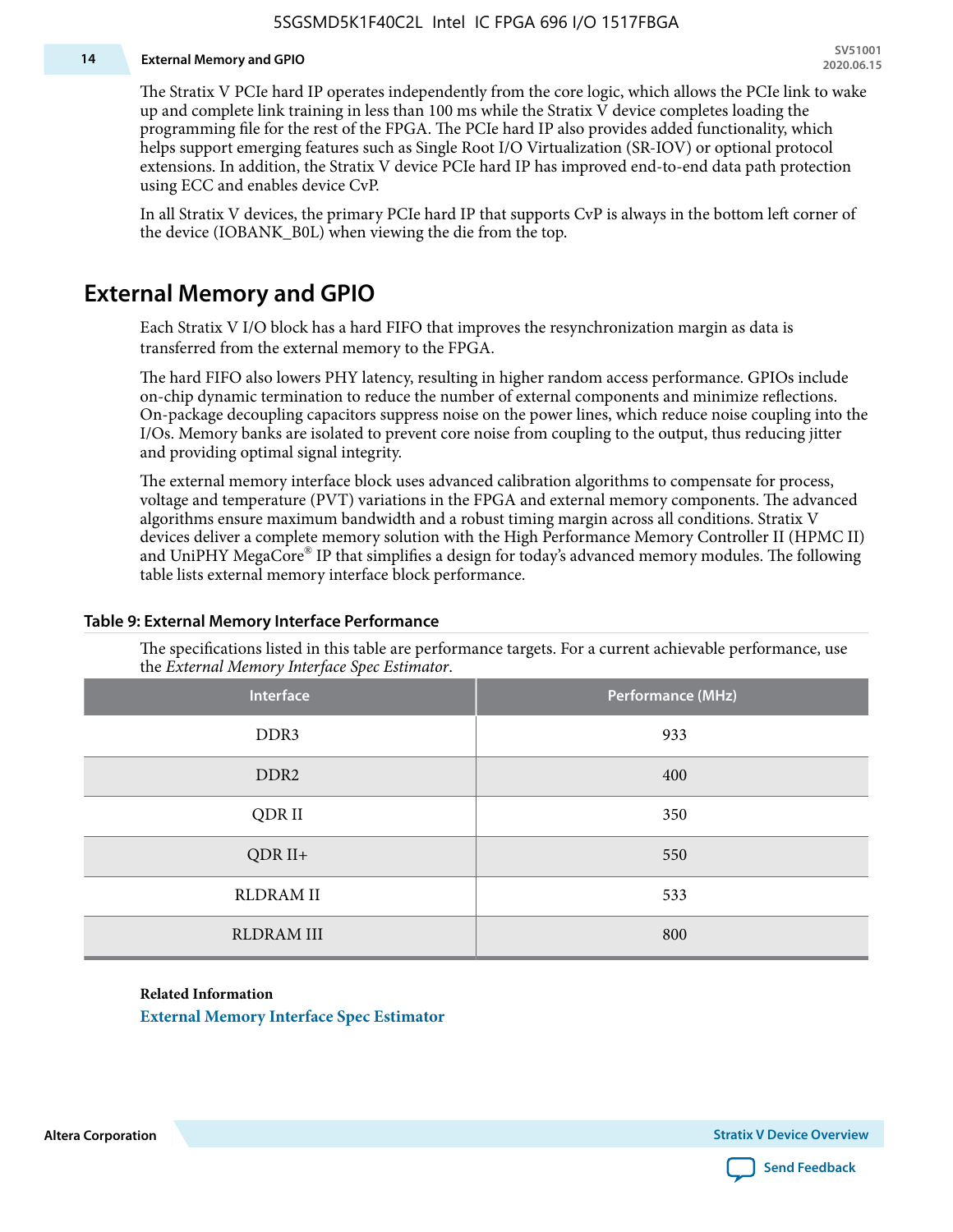The Stratix V PCIe hard IP operates independently from the core logic, which allows the PCIe link to wake up and complete link training in less than 100 ms while the Stratix V device completes loading the programming file for the rest of the FPGA. The PCIe hard IP also provides added functionality, which helps support emerging features such as Single Root I/O Virtualization (SR-IOV) or optional protocol extensions. In addition, the Stratix V device PCIe hard IP has improved end-to-end data path protection using ECC and enables device CvP.

In all Stratix V devices, the primary PCIe hard IP that supports CvP is always in the bottom left corner of the device (IOBANK_B0L) when viewing the die from the top.

## External Memory and GPIO

Each Stratix V I/O block has a hard FIFO that improves the resynchronization margin as data is transferred from the external memory to the FPGA.

The hard FIFO also lowers PHY latency, resulting in higher random access performance. GPIOs include on-chip dynamic termination to reduce the number of external components and minimize reflections. On-package decoupling capacitors suppress noise on the power lines, which reduce noise coupling into the I/Os. Memory banks are isolated to prevent core noise from coupling to the output, thus reducing jitter and providing optimal signal integrity.

The external memory interface block uses advanced calibration algorithms to compensate for process, voltage and temperature (PVT) variations in the FPGA and external memory components. The advanced algorithms ensure maximum bandwidth and a robust timing margin across all conditions. Stratix V devices deliver a complete memory solution with the High Performance Memory Controller II (HPMC II) and UniPHY MegaCore® IP that simplifies a design for today's advanced memory modules. The following table lists external memory interface block performance.

**Table 9: External Memory Interface Performance**

The specifications listed in this table are performance targets. For a current achievable performance, use the *External Memory Interface Spec Estimator*.

| Interface | Performance (MHz) |
|---|---|
| DDR3 | 933 |
| DDR2 | 400 |
| QDR II | 350 |
| QDR II+ | 550 |
| RLDRAM II | 533 |
| RLDRAM III | 800 |

**Related Information**

**External Memory Interface Spec Estimator**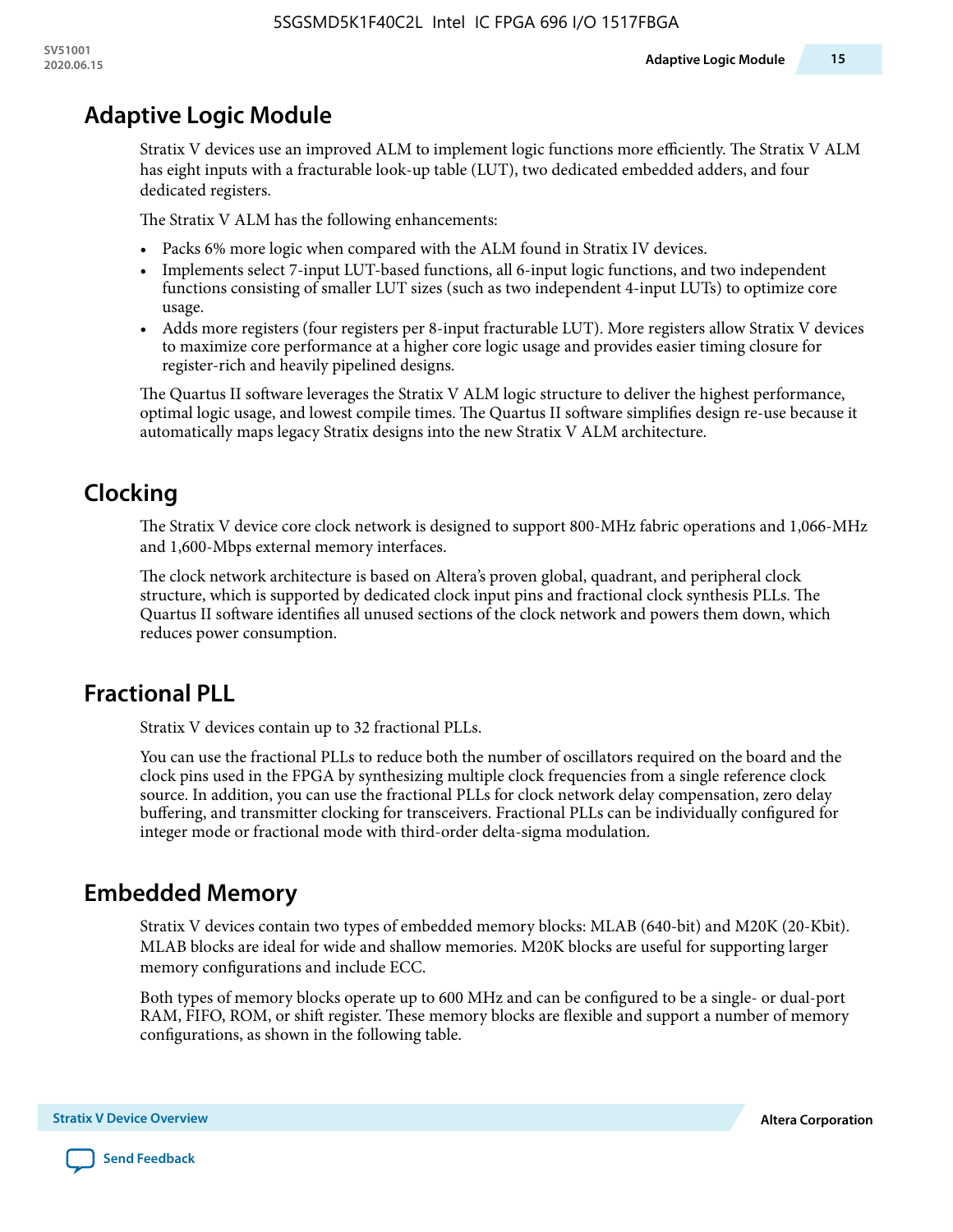## Adaptive Logic Module

Stratix V devices use an improved ALM to implement logic functions more efficiently. The Stratix V ALM has eight inputs with a fracturable look-up table (LUT), two dedicated embedded adders, and four dedicated registers.

The Stratix V ALM has the following enhancements:

- Packs 6% more logic when compared with the ALM found in Stratix IV devices.
- Implements select 7-input LUT-based functions, all 6-input logic functions, and two independent functions consisting of smaller LUT sizes (such as two independent 4-input LUTs) to optimize core usage.
- Adds more registers (four registers per 8-input fracturable LUT). More registers allow Stratix V devices to maximize core performance at a higher core logic usage and provides easier timing closure for register-rich and heavily pipelined designs.

The Quartus II software leverages the Stratix V ALM logic structure to deliver the highest performance, optimal logic usage, and lowest compile times. The Quartus II software simplifies design re-use because it automatically maps legacy Stratix designs into the new Stratix V ALM architecture.

## Clocking

The Stratix V device core clock network is designed to support 800-MHz fabric operations and 1,066-MHz and 1,600-Mbps external memory interfaces.

The clock network architecture is based on Altera's proven global, quadrant, and peripheral clock structure, which is supported by dedicated clock input pins and fractional clock synthesis PLLs. The Quartus II software identifies all unused sections of the clock network and powers them down, which reduces power consumption.

## Fractional PLL

Stratix V devices contain up to 32 fractional PLLs.

You can use the fractional PLLs to reduce both the number of oscillators required on the board and the clock pins used in the FPGA by synthesizing multiple clock frequencies from a single reference clock source. In addition, you can use the fractional PLLs for clock network delay compensation, zero delay buffering, and transmitter clocking for transceivers. Fractional PLLs can be individually configured for integer mode or fractional mode with third-order delta-sigma modulation.

## Embedded Memory

Stratix V devices contain two types of embedded memory blocks: MLAB (640-bit) and M20K (20-Kbit). MLAB blocks are ideal for wide and shallow memories. M20K blocks are useful for supporting larger memory configurations and include ECC.

Both types of memory blocks operate up to 600 MHz and can be configured to be a single- or dual-port RAM, FIFO, ROM, or shift register. These memory blocks are flexible and support a number of memory configurations, as shown in the following table.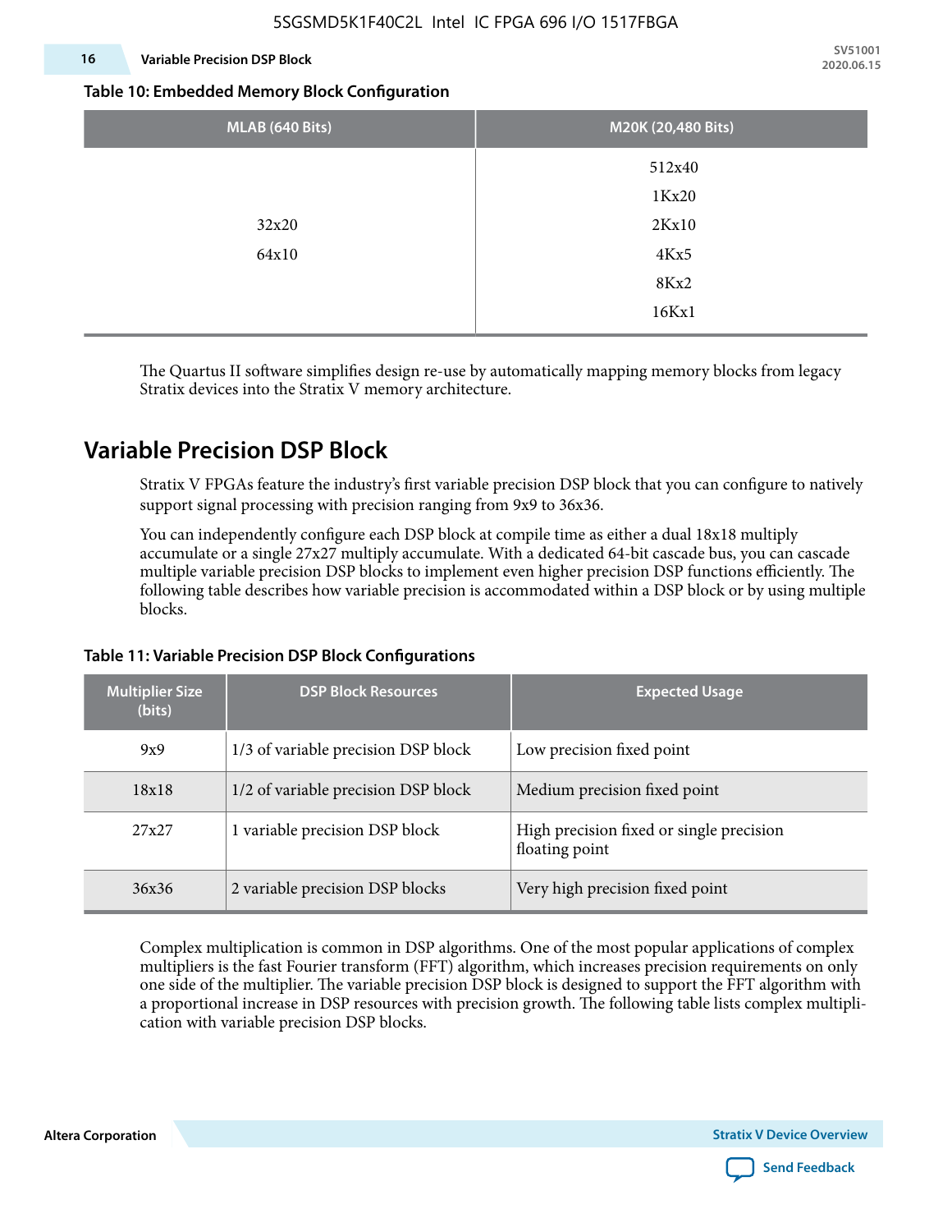**Table 10: Embedded Memory Block Configuration**

| MLAB (640 Bits) | M20K (20,480 Bits) |
|---|---|
| 32x20<br>64x10 | 512x40<br>1Kx20<br>2Kx10<br>4Kx5<br>8Kx2<br>16Kx1 |

The Quartus II software simplifies design re-use by automatically mapping memory blocks from legacy Stratix devices into the Stratix V memory architecture.

## Variable Precision DSP Block

Stratix V FPGAs feature the industry's first variable precision DSP block that you can configure to natively support signal processing with precision ranging from 9x9 to 36x36.

You can independently configure each DSP block at compile time as either a dual 18x18 multiply accumulate or a single 27x27 multiply accumulate. With a dedicated 64-bit cascade bus, you can cascade multiple variable precision DSP blocks to implement even higher precision DSP functions efficiently. The following table describes how variable precision is accommodated within a DSP block or by using multiple blocks.

**Table 11: Variable Precision DSP Block Configurations**

| Multiplier Size (bits) | DSP Block Resources | Expected Usage |
|---|---|---|
| 9x9 | 1/3 of variable precision DSP block | Low precision fixed point |
| 18x18 | 1/2 of variable precision DSP block | Medium precision fixed point |
| 27x27 | 1 variable precision DSP block | High precision fixed or single precision floating point |
| 36x36 | 2 variable precision DSP blocks | Very high precision fixed point |

Complex multiplication is common in DSP algorithms. One of the most popular applications of complex multipliers is the fast Fourier transform (FFT) algorithm, which increases precision requirements on only one side of the multiplier. The variable precision DSP block is designed to support the FFT algorithm with a proportional increase in DSP resources with precision growth. The following table lists complex multiplication with variable precision DSP blocks.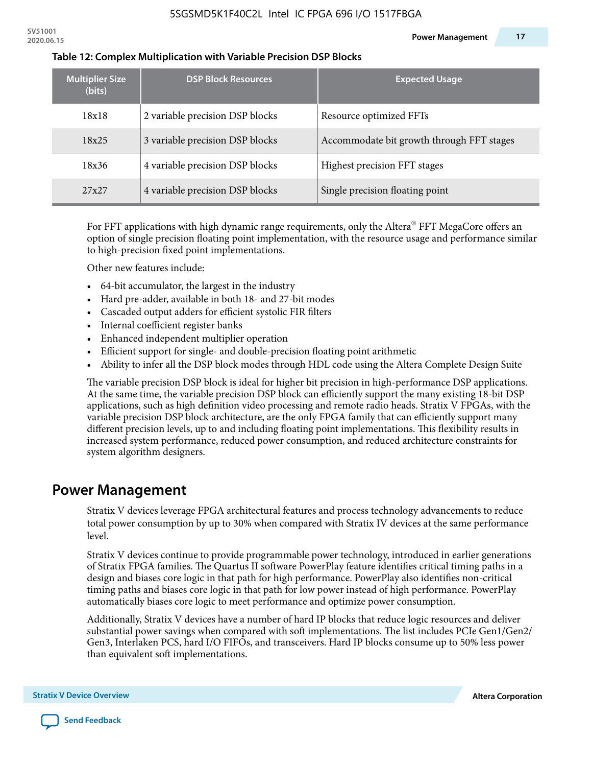**Table 12: Complex Multiplication with Variable Precision DSP Blocks**

| Multiplier Size (bits) | DSP Block Resources | Expected Usage |
|---|---|---|
| 18x18 | 2 variable precision DSP blocks | Resource optimized FFTs |
| 18x25 | 3 variable precision DSP blocks | Accommodate bit growth through FFT stages |
| 18x36 | 4 variable precision DSP blocks | Highest precision FFT stages |
| 27x27 | 4 variable precision DSP blocks | Single precision floating point |

For FFT applications with high dynamic range requirements, only the Altera® FFT MegaCore offers an option of single precision floating point implementation, with the resource usage and performance similar to high-precision fixed point implementations.

Other new features include:

- 64-bit accumulator, the largest in the industry
- Hard pre-adder, available in both 18- and 27-bit modes
- Cascaded output adders for efficient systolic FIR filters
- Internal coefficient register banks
- Enhanced independent multiplier operation
- Efficient support for single- and double-precision floating point arithmetic
- Ability to infer all the DSP block modes through HDL code using the Altera Complete Design Suite

The variable precision DSP block is ideal for higher bit precision in high-performance DSP applications. At the same time, the variable precision DSP block can efficiently support the many existing 18-bit DSP applications, such as high definition video processing and remote radio heads. Stratix V FPGAs, with the variable precision DSP block architecture, are the only FPGA family that can efficiently support many different precision levels, up to and including floating point implementations. This flexibility results in increased system performance, reduced power consumption, and reduced architecture constraints for system algorithm designers.

## Power Management

Stratix V devices leverage FPGA architectural features and process technology advancements to reduce total power consumption by up to 30% when compared with Stratix IV devices at the same performance level.

Stratix V devices continue to provide programmable power technology, introduced in earlier generations of Stratix FPGA families. The Quartus II software PowerPlay feature identifies critical timing paths in a design and biases core logic in that path for high performance. PowerPlay also identifies non-critical timing paths and biases core logic in that path for low power instead of high performance. PowerPlay automatically biases core logic to meet performance and optimize power consumption.

Additionally, Stratix V devices have a number of hard IP blocks that reduce logic resources and deliver substantial power savings when compared with soft implementations. The list includes PCIe Gen1/Gen2/Gen3, Interlaken PCS, hard I/O FIFOs, and transceivers. Hard IP blocks consume up to 50% less power than equivalent soft implementations.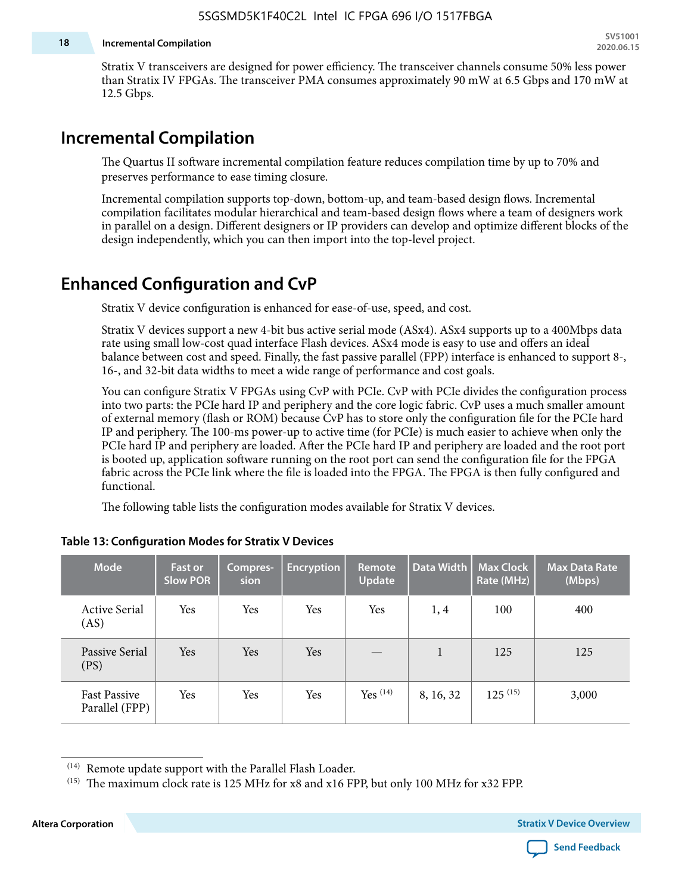Stratix V transceivers are designed for power efficiency. The transceiver channels consume 50% less power than Stratix IV FPGAs. The transceiver PMA consumes approximately 90 mW at 6.5 Gbps and 170 mW at 12.5 Gbps.

## Incremental Compilation

The Quartus II software incremental compilation feature reduces compilation time by up to 70% and preserves performance to ease timing closure.

Incremental compilation supports top-down, bottom-up, and team-based design flows. Incremental compilation facilitates modular hierarchical and team-based design flows where a team of designers work in parallel on a design. Different designers or IP providers can develop and optimize different blocks of the design independently, which you can then import into the top-level project.

## Enhanced Configuration and CvP

Stratix V device configuration is enhanced for ease-of-use, speed, and cost.

Stratix V devices support a new 4-bit bus active serial mode (ASx4). ASx4 supports up to a 400Mbps data rate using small low-cost quad interface Flash devices. ASx4 mode is easy to use and offers an ideal balance between cost and speed. Finally, the fast passive parallel (FPP) interface is enhanced to support 8-, 16-, and 32-bit data widths to meet a wide range of performance and cost goals.

You can configure Stratix V FPGAs using CvP with PCIe. CvP with PCIe divides the configuration process into two parts: the PCIe hard IP and periphery and the core logic fabric. CvP uses a much smaller amount of external memory (flash or ROM) because CvP has to store only the configuration file for the PCIe hard IP and periphery. The 100-ms power-up to active time (for PCIe) is much easier to achieve when only the PCIe hard IP and periphery are loaded. After the PCIe hard IP and periphery are loaded and the root port is booted up, application software running on the root port can send the configuration file for the FPGA fabric across the PCIe link where the file is loaded into the FPGA. The FPGA is then fully configured and functional.

The following table lists the configuration modes available for Stratix V devices.

**Table 13: Configuration Modes for Stratix V Devices**

| Mode | Fast or Slow POR | Compression | Encryption | Remote Update | Data Width | Max Clock Rate (MHz) | Max Data Rate (Mbps) |
|---|---|---|---|---|---|---|---|
| Active Serial (AS) | Yes | Yes | Yes | Yes | 1, 4 | 100 | 400 |
| Passive Serial (PS) | Yes | Yes | Yes | — | 1 | 125 | 125 |
| Fast Passive Parallel (FPP) | Yes | Yes | Yes | Yes [14] | 8, 16, 32 | 125 [15] | 3,000 |

[14] Remote update support with the Parallel Flash Loader.

[15] The maximum clock rate is 125 MHz for x8 and x16 FPP, but only 100 MHz for x32 FPP.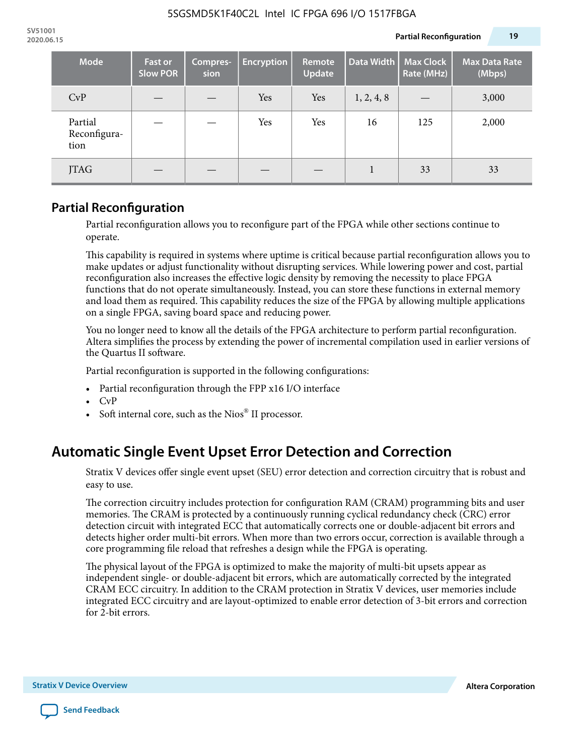| Mode | Fast or Slow POR | Compres-sion | Encryption | Remote Update | Data Width | Max Clock Rate (MHz) | Max Data Rate (Mbps) |
|---|---|---|---|---|---|---|---|
| CvP | — | — | Yes | Yes | 1, 2, 4, 8 | — | 3,000 |
| Partial Reconfigura-tion | — | — | Yes | Yes | 16 | 125 | 2,000 |
| JTAG | — | — | — | — | 1 | 33 | 33 |

## Partial Reconfiguration

Partial reconfiguration allows you to reconfigure part of the FPGA while other sections continue to operate.

This capability is required in systems where uptime is critical because partial reconfiguration allows you to make updates or adjust functionality without disrupting services. While lowering power and cost, partial reconfiguration also increases the effective logic density by removing the necessity to place FPGA functions that do not operate simultaneously. Instead, you can store these functions in external memory and load them as required. This capability reduces the size of the FPGA by allowing multiple applications on a single FPGA, saving board space and reducing power.

You no longer need to know all the details of the FPGA architecture to perform partial reconfiguration. Altera simplifies the process by extending the power of incremental compilation used in earlier versions of the Quartus II software.

Partial reconfiguration is supported in the following configurations:

- Partial reconfiguration through the FPP x16 I/O interface
- CvP
- Soft internal core, such as the Nios® II processor.

## Automatic Single Event Upset Error Detection and Correction

Stratix V devices offer single event upset (SEU) error detection and correction circuitry that is robust and easy to use.

The correction circuitry includes protection for configuration RAM (CRAM) programming bits and user memories. The CRAM is protected by a continuously running cyclical redundancy check (CRC) error detection circuit with integrated ECC that automatically corrects one or double-adjacent bit errors and detects higher order multi-bit errors. When more than two errors occur, correction is available through a core programming file reload that refreshes a design while the FPGA is operating.

The physical layout of the FPGA is optimized to make the majority of multi-bit upsets appear as independent single- or double-adjacent bit errors, which are automatically corrected by the integrated CRAM ECC circuitry. In addition to the CRAM protection in Stratix V devices, user memories include integrated ECC circuitry and are layout-optimized to enable error detection of 3-bit errors and correction for 2-bit errors.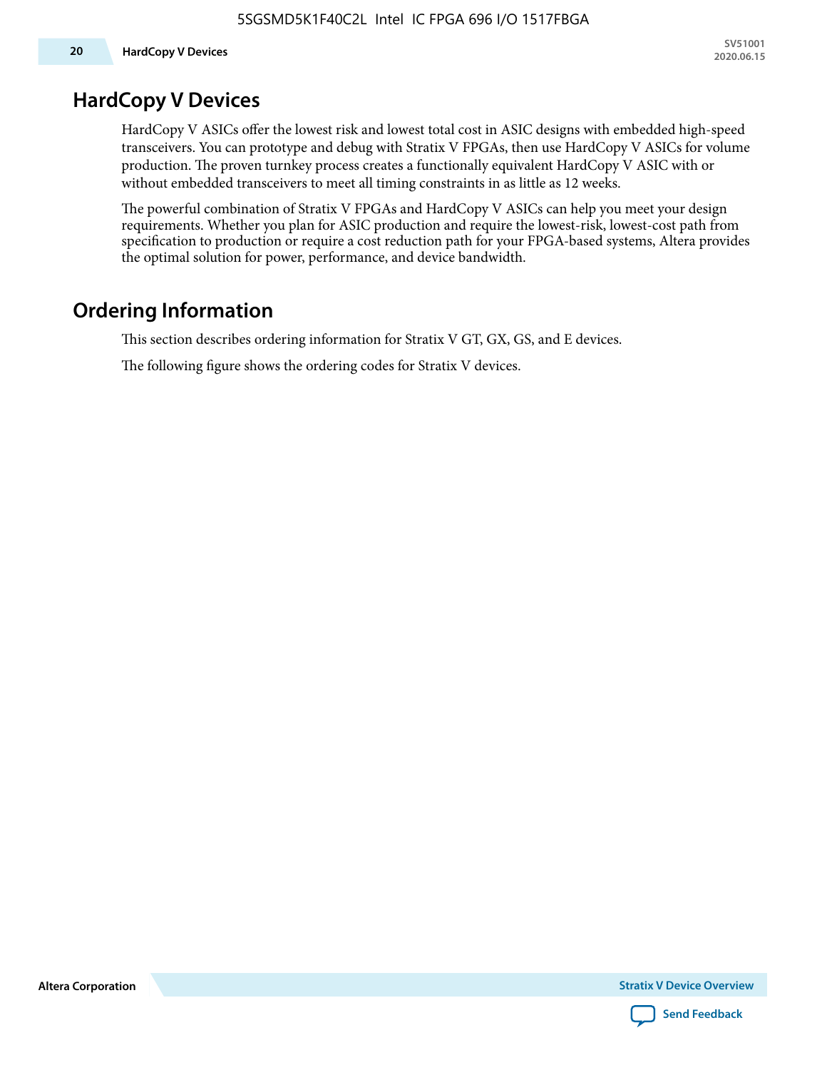## HardCopy V Devices

HardCopy V ASICs offer the lowest risk and lowest total cost in ASIC designs with embedded high-speed transceivers. You can prototype and debug with Stratix V FPGAs, then use HardCopy V ASICs for volume production. The proven turnkey process creates a functionally equivalent HardCopy V ASIC with or without embedded transceivers to meet all timing constraints in as little as 12 weeks.

The powerful combination of Stratix V FPGAs and HardCopy V ASICs can help you meet your design requirements. Whether you plan for ASIC production and require the lowest-risk, lowest-cost path from specification to production or require a cost reduction path for your FPGA-based systems, Altera provides the optimal solution for power, performance, and device bandwidth.

## Ordering Information

This section describes ordering information for Stratix V GT, GX, GS, and E devices.

The following figure shows the ordering codes for Stratix V devices.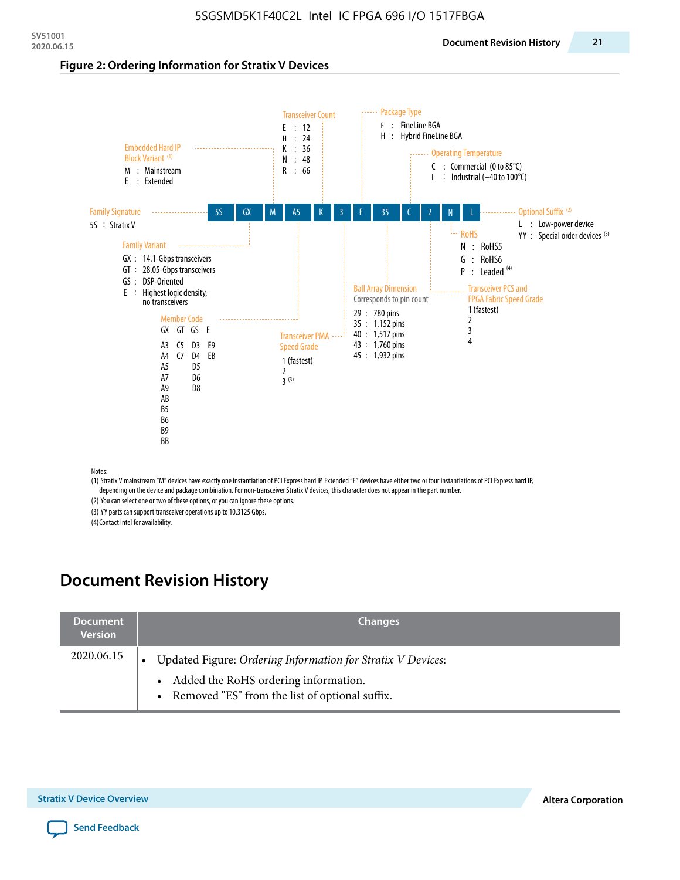**Figure 2: Ordering Information for Stratix V Devices**

5S | GX | M | A5 | K | 3 | F | 35 | C | 2 | N | L

- **Family Signature**
  - 5S : Stratix V
- **Family Variant**
  - GX : 14.1-Gbps transceivers
  - GT : 28.05-Gbps transceivers
  - GS : DSP-Oriented
  - E : Highest logic density, no transceivers
- **Embedded Hard IP Block Variant** [1]
  - M : Mainstream
  - E : Extended
- **Member Code**

| GX | GT | GS | E |
|---|---|---|---|
| A3 | C5 | D3 | E9 |
| A4 | C7 | D4 | EB |
| A5 | | D5 | |
| A7 | | D6 | |
| A9 | | D8 | |
| AB | | | |
| B5 | | | |
| B6 | | | |
| B9 | | | |
| BB | | | |

- **Transceiver Count**
  - E : 12
  - H : 24
  - K : 36
  - N : 48
  - R : 66
- **Transceiver PMA Speed Grade**
  - 1 (fastest)
  - 2
  - 3 [3]
- **Package Type**
  - F : FineLine BGA
  - H : Hybrid FineLine BGA
- **Ball Array Dimension**
  - Corresponds to pin count
  - 29 : 780 pins
  - 35 : 1,152 pins
  - 40 : 1,517 pins
  - 43 : 1,760 pins
  - 45 : 1,932 pins
- **Operating Temperature**
  - C : Commercial (0 to 85°C)
  - I : Industrial (–40 to 100°C)
- **Transceiver PCS and FPGA Fabric Speed Grade**
  - 1 (fastest)
  - 2
  - 3
  - 4
- **RoHS**
  - N : RoHS5
  - G : RoHS6
  - P : Leaded [4]
- **Optional Suffix** [2]
  - L : Low-power device
  - YY : Special order devices [3]

Notes:

(1) Stratix V mainstream "M" devices have exactly one instantiation of PCI Express hard IP. Extended "E" devices have either two or four instantiations of PCI Express hard IP, depending on the device and package combination. For non-transceiver Stratix V devices, this character does not appear in the part number.

(2) You can select one or two of these options, or you can ignore these options.

(3) YY parts can support transceiver operations up to 10.3125 Gbps.

(4) Contact Intel for availability.

# Document Revision History

| Document Version | Changes |
|---|---|
| 2020.06.15 | • Updated Figure: *Ordering Information for Stratix V Devices*:<br>  • Added the RoHS ordering information.<br>  • Removed "ES" from the list of optional suffix. |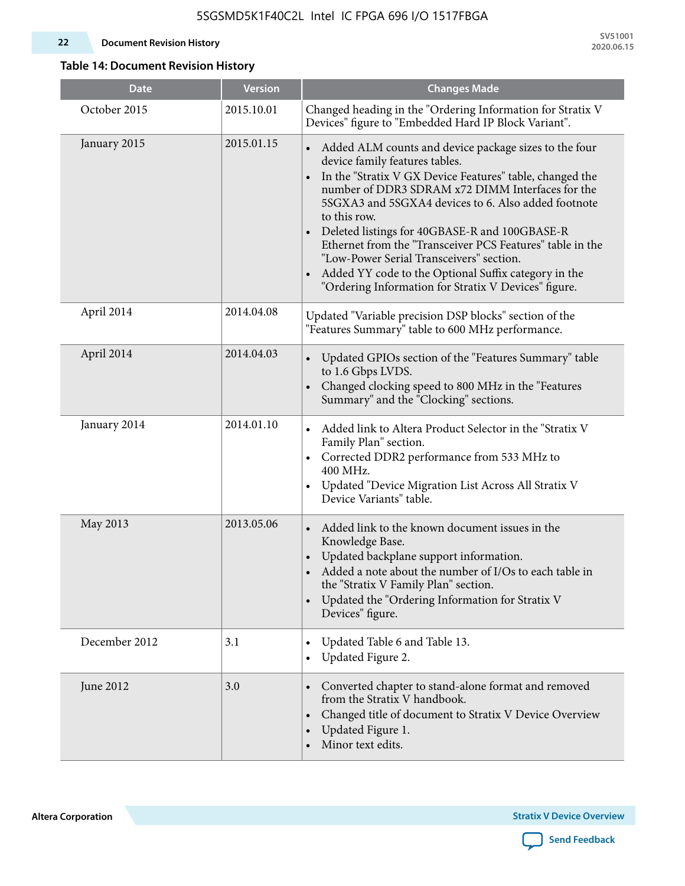**Table 14: Document Revision History**

| Date | Version | Changes Made |
|---|---|---|
| October 2015 | 2015.10.01 | Changed heading in the "Ordering Information for Stratix V Devices" figure to "Embedded Hard IP Block Variant". |
| January 2015 | 2015.01.15 | • Added ALM counts and device package sizes to the four device family features tables.<br>• In the "Stratix V GX Device Features" table, changed the number of DDR3 SDRAM x72 DIMM Interfaces for the 5SGXA3 and 5SGXA4 devices to 6. Also added footnote to this row.<br>• Deleted listings for 40GBASE-R and 100GBASE-R Ethernet from the "Transceiver PCS Features" table in the "Low-Power Serial Transceivers" section.<br>• Added YY code to the Optional Suffix category in the "Ordering Information for Stratix V Devices" figure. |
| April 2014 | 2014.04.08 | Updated "Variable precision DSP blocks" section of the "Features Summary" table to 600 MHz performance. |
| April 2014 | 2014.04.03 | • Updated GPIOs section of the "Features Summary" table to 1.6 Gbps LVDS.<br>• Changed clocking speed to 800 MHz in the "Features Summary" and the "Clocking" sections. |
| January 2014 | 2014.01.10 | • Added link to Altera Product Selector in the "Stratix V Family Plan" section.<br>• Corrected DDR2 performance from 533 MHz to 400 MHz.<br>• Updated "Device Migration List Across All Stratix V Device Variants" table. |
| May 2013 | 2013.05.06 | • Added link to the known document issues in the Knowledge Base.<br>• Updated backplane support information.<br>• Added a note about the number of I/Os to each table in the "Stratix V Family Plan" section.<br>• Updated the "Ordering Information for Stratix V Devices" figure. |
| December 2012 | 3.1 | • Updated Table 6 and Table 13.<br>• Updated Figure 2. |
| June 2012 | 3.0 | • Converted chapter to stand-alone format and removed from the Stratix V handbook.<br>• Changed title of document to Stratix V Device Overview<br>• Updated Figure 1.<br>• Minor text edits. |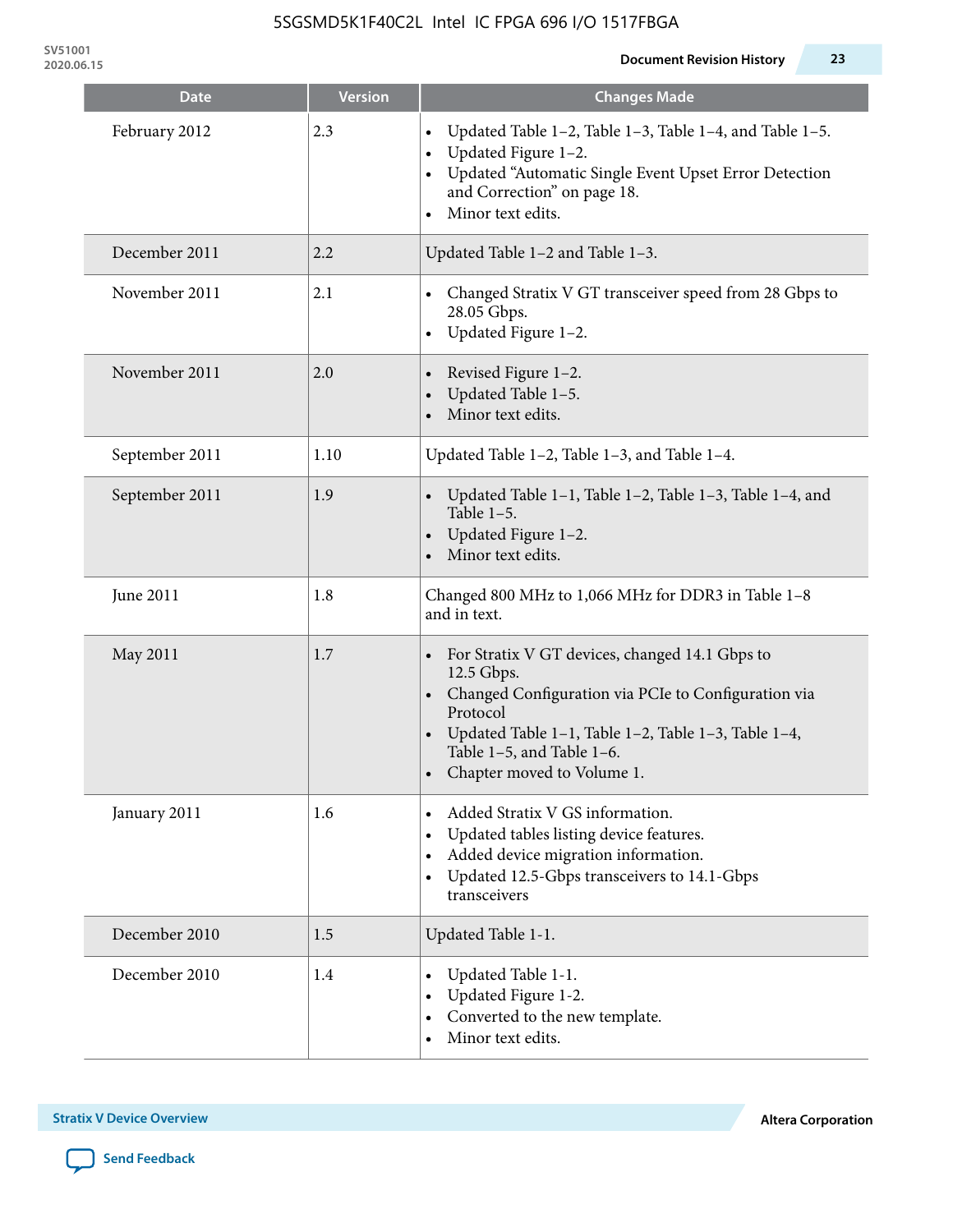| Date | Version | Changes Made |
| --- | --- | --- |
| February 2012 | 2.3 | • Updated Table 1–2, Table 1–3, Table 1–4, and Table 1–5.<br>• Updated Figure 1–2.<br>• Updated "Automatic Single Event Upset Error Detection and Correction" on page 18.<br>• Minor text edits. |
| December 2011 | 2.2 | Updated Table 1–2 and Table 1–3. |
| November 2011 | 2.1 | • Changed Stratix V GT transceiver speed from 28 Gbps to 28.05 Gbps.<br>• Updated Figure 1–2. |
| November 2011 | 2.0 | • Revised Figure 1–2.<br>• Updated Table 1–5.<br>• Minor text edits. |
| September 2011 | 1.10 | Updated Table 1–2, Table 1–3, and Table 1–4. |
| September 2011 | 1.9 | • Updated Table 1–1, Table 1–2, Table 1–3, Table 1–4, and Table 1–5.<br>• Updated Figure 1–2.<br>• Minor text edits. |
| June 2011 | 1.8 | Changed 800 MHz to 1,066 MHz for DDR3 in Table 1–8 and in text. |
| May 2011 | 1.7 | • For Stratix V GT devices, changed 14.1 Gbps to 12.5 Gbps.<br>• Changed Configuration via PCIe to Configuration via Protocol<br>• Updated Table 1–1, Table 1–2, Table 1–3, Table 1–4, Table 1–5, and Table 1–6.<br>• Chapter moved to Volume 1. |
| January 2011 | 1.6 | • Added Stratix V GS information.<br>• Updated tables listing device features.<br>• Added device migration information.<br>• Updated 12.5-Gbps transceivers to 14.1-Gbps transceivers |
| December 2010 | 1.5 | Updated Table 1-1. |
| December 2010 | 1.4 | • Updated Table 1-1.<br>• Updated Figure 1-2.<br>• Converted to the new template.<br>• Minor text edits. |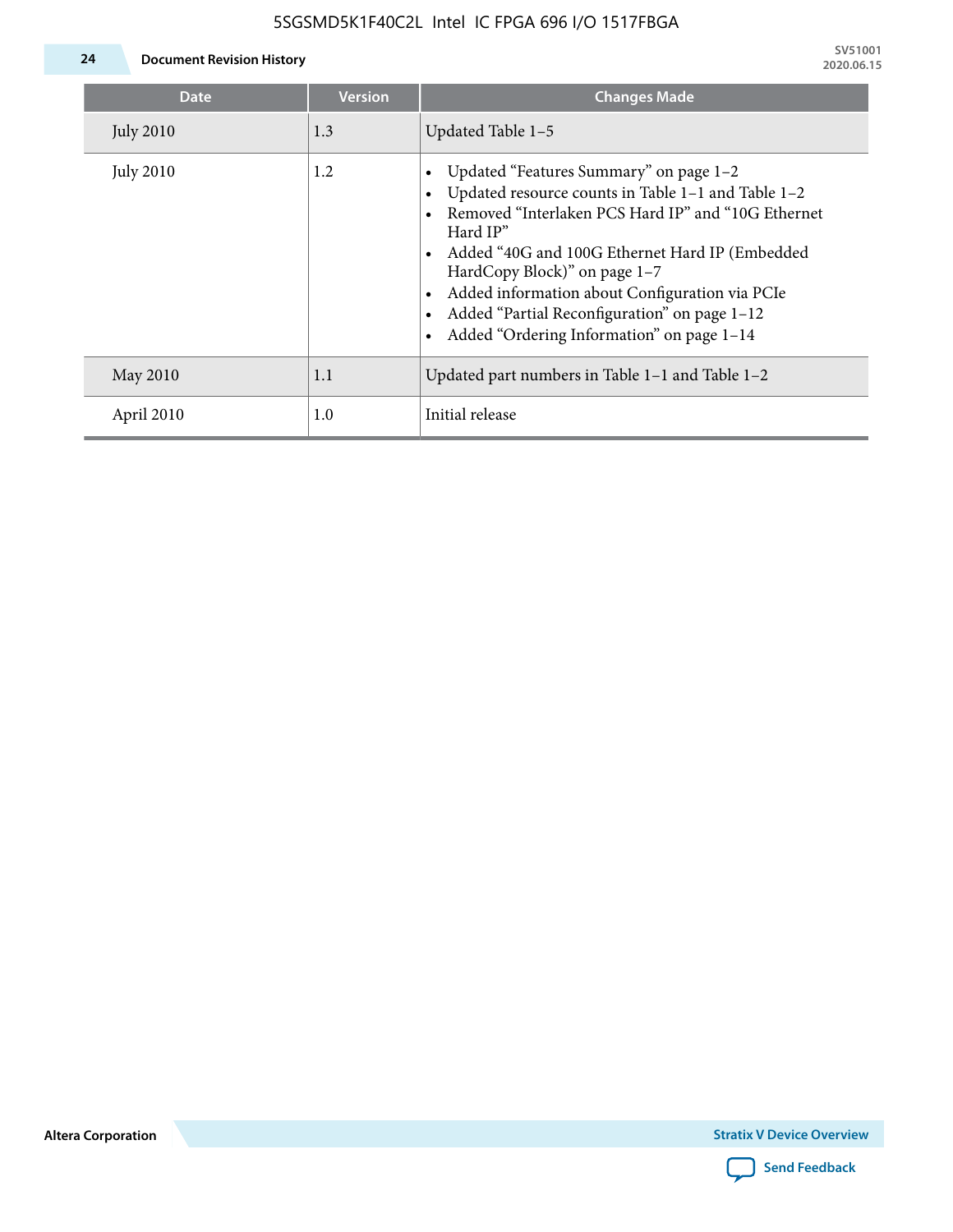| Date | Version | Changes Made |
|---|---|---|
| July 2010 | 1.3 | Updated Table 1–5 |
| July 2010 | 1.2 | • Updated “Features Summary” on page 1–2<br>• Updated resource counts in Table 1–1 and Table 1–2<br>• Removed “Interlaken PCS Hard IP” and “10G Ethernet Hard IP”<br>• Added “40G and 100G Ethernet Hard IP (Embedded HardCopy Block)” on page 1–7<br>• Added information about Configuration via PCIe<br>• Added “Partial Reconfiguration” on page 1–12<br>• Added “Ordering Information” on page 1–14 |
| May 2010 | 1.1 | Updated part numbers in Table 1–1 and Table 1–2 |
| April 2010 | 1.0 | Initial release |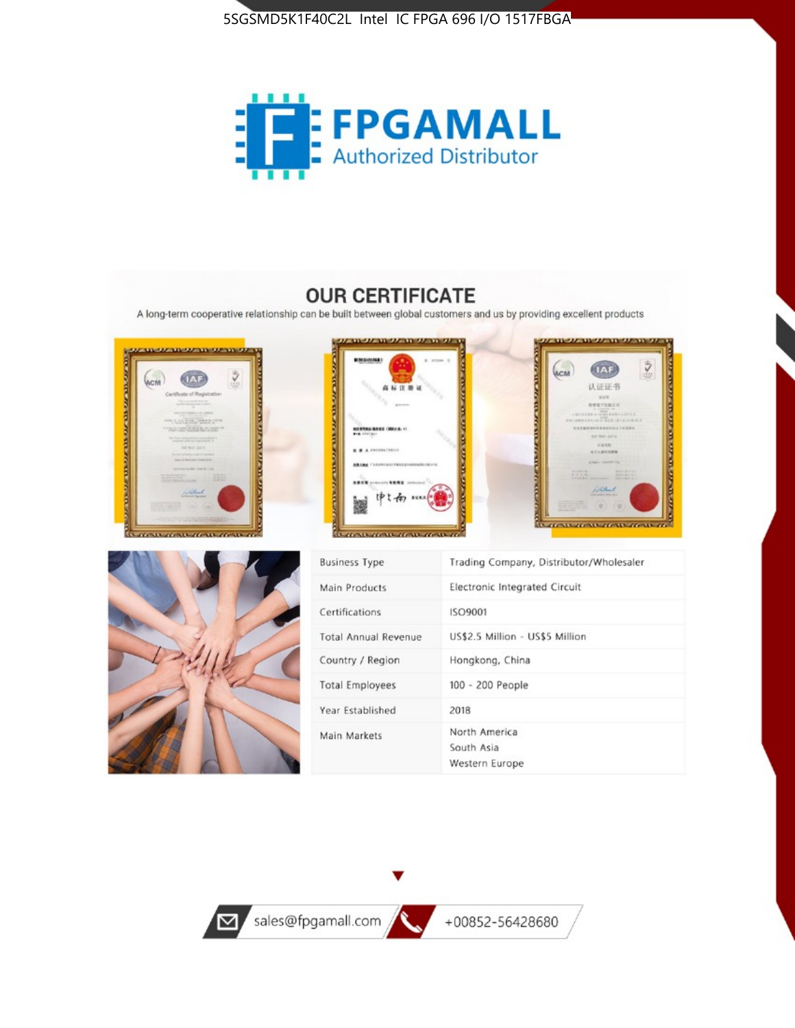FPGAMALL
Authorized Distributor

## OUR CERTIFICATE

A long-term cooperative relationship can be built between global customers and us by providing excellent products

| | |
|---|---|
| Business Type | Trading Company, Distributor/Wholesaler |
| Main Products | Electronic Integrated Circuit |
| Certifications | ISO9001 |
| Total Annual Revenue | US$2.5 Million - US$5 Million |
| Country / Region | Hongkong, China |
| Total Employees | 100 - 200 People |
| Year Established | 2018 |
| Main Markets | North America<br>South Asia<br>Western Europe |

sales@fpgamall.com +00852-56428680